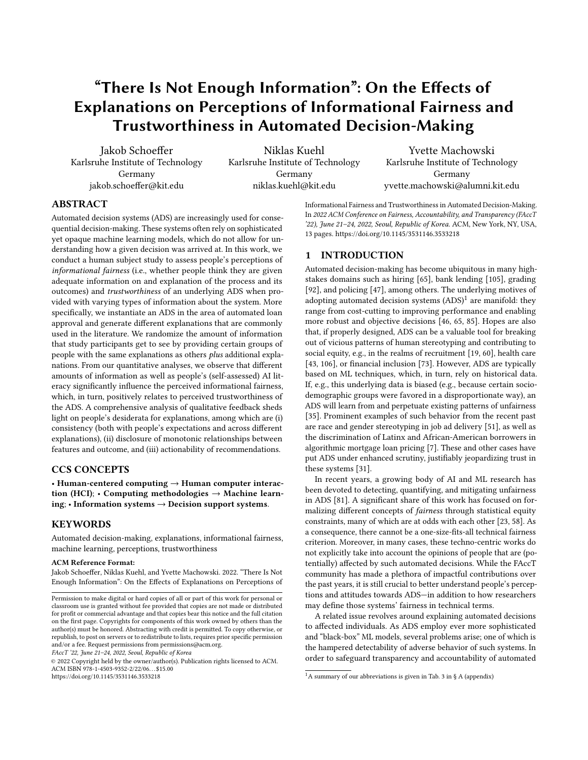# "There Is Not Enough Information": On the Effects of Explanations on Perceptions of Informational Fairness and Trustworthiness in Automated Decision-Making

Jakob Schoeffer
Karlsruhe Institute of Technology
Germany
jakob.schoeffer@kit.edu

Niklas Kuehl
Karlsruhe Institute of Technology
Germany
niklas.kuehl@kit.edu

Yvette Machowski
Karlsruhe Institute of Technology
Germany
yvette.machowski@alumni.kit.edu

## ABSTRACT

Automated decision systems (ADS) are increasingly used for consequential decision-making. These systems often rely on sophisticated yet opaque machine learning models, which do not allow for understanding how a given decision was arrived at. In this work, we conduct a human subject study to assess people's perceptions of *informational fairness* (i.e., whether people think they are given adequate information on and explanation of the process and its outcomes) and *trustworthiness* of an underlying ADS when provided with varying types of information about the system. More specifically, we instantiate an ADS in the area of automated loan approval and generate different explanations that are commonly used in the literature. We randomize the amount of information that study participants get to see by providing certain groups of people with the same explanations as others *plus* additional explanations. From our quantitative analyses, we observe that different amounts of information as well as people's (self-assessed) AI literacy significantly influence the perceived informational fairness, which, in turn, positively relates to perceived trustworthiness of the ADS. A comprehensive analysis of qualitative feedback sheds light on people's desiderata for explanations, among which are (i) consistency (both with people's expectations and across different explanations), (ii) disclosure of monotonic relationships between features and outcome, and (iii) actionability of recommendations.

## CCS CONCEPTS

• **Human-centered computing → Human computer interaction (HCI)**; • **Computing methodologies → Machine learning**; • **Information systems → Decision support systems**.

## KEYWORDS

Automated decision-making, explanations, informational fairness, machine learning, perceptions, trustworthiness

**ACM Reference Format:**

Jakob Schoeffer, Niklas Kuehl, and Yvette Machowski. 2022. "There Is Not Enough Information": On the Effects of Explanations on Perceptions of Informational Fairness and Trustworthiness in Automated Decision-Making. In *2022 ACM Conference on Fairness, Accountability, and Transparency (FAccT '22), June 21–24, 2022, Seoul, Republic of Korea.* ACM, New York, NY, USA, 13 pages. https://doi.org/10.1145/3531146.3533218

Permission to make digital or hard copies of all or part of this work for personal or classroom use is granted without fee provided that copies are not made or distributed for profit or commercial advantage and that copies bear this notice and the full citation on the first page. Copyrights for components of this work owned by others than the author(s) must be honored. Abstracting with credit is permitted. To copy otherwise, or republish, to post on servers or to redistribute to lists, requires prior specific permission and/or a fee. Request permissions from permissions@acm.org.

*FAccT '22, June 21–24, 2022, Seoul, Republic of Korea*

© 2022 Copyright held by the owner/author(s). Publication rights licensed to ACM.
ACM ISBN 978-1-4503-9352-2/22/06...$15.00
https://doi.org/10.1145/3531146.3533218

## 1 INTRODUCTION

Automated decision-making has become ubiquitous in many high-stakes domains such as hiring [65], bank lending [105], grading [92], and policing [47], among others. The underlying motives of adopting automated decision systems (ADS)[1] are manifold: they range from cost-cutting to improving performance and enabling more robust and objective decisions [46, 65, 85]. Hopes are also that, if properly designed, ADS can be a valuable tool for breaking out of vicious patterns of human stereotyping and contributing to social equity, e.g., in the realms of recruitment [19, 60], health care [43, 106], or financial inclusion [73]. However, ADS are typically based on ML techniques, which, in turn, rely on historical data. If, e.g., this underlying data is biased (e.g., because certain socio-demographic groups were favored in a disproportionate way), an ADS will learn from and perpetuate existing patterns of unfairness [35]. Prominent examples of such behavior from the recent past are race and gender stereotyping in job ad delivery [51], as well as the discrimination of Latinx and African-American borrowers in algorithmic mortgage loan pricing [7]. These and other cases have put ADS under enhanced scrutiny, justifiably jeopardizing trust in these systems [31].

In recent years, a growing body of AI and ML research has been devoted to detecting, quantifying, and mitigating unfairness in ADS [81]. A significant share of this work has focused on formalizing different concepts of *fairness* through statistical equity constraints, many of which are at odds with each other [23, 58]. As a consequence, there cannot be a one-size-fits-all technical fairness criterion. Moreover, in many cases, these techno-centric works do not explicitly take into account the opinions of people that are (potentially) affected by such automated decisions. While the FAccT community has made a plethora of impactful contributions over the past years, it is still crucial to better understand people's perceptions and attitudes towards ADS—in addition to how researchers may define those systems' fairness in technical terms.

A related issue revolves around explaining automated decisions to affected individuals. As ADS employ ever more sophisticated and "black-box" ML models, several problems arise; one of which is the hampered detectability of adverse behavior of such systems. In order to safeguard transparency and accountability of automated

[1] A summary of our abbreviations is given in Tab. 3 in § A (appendix)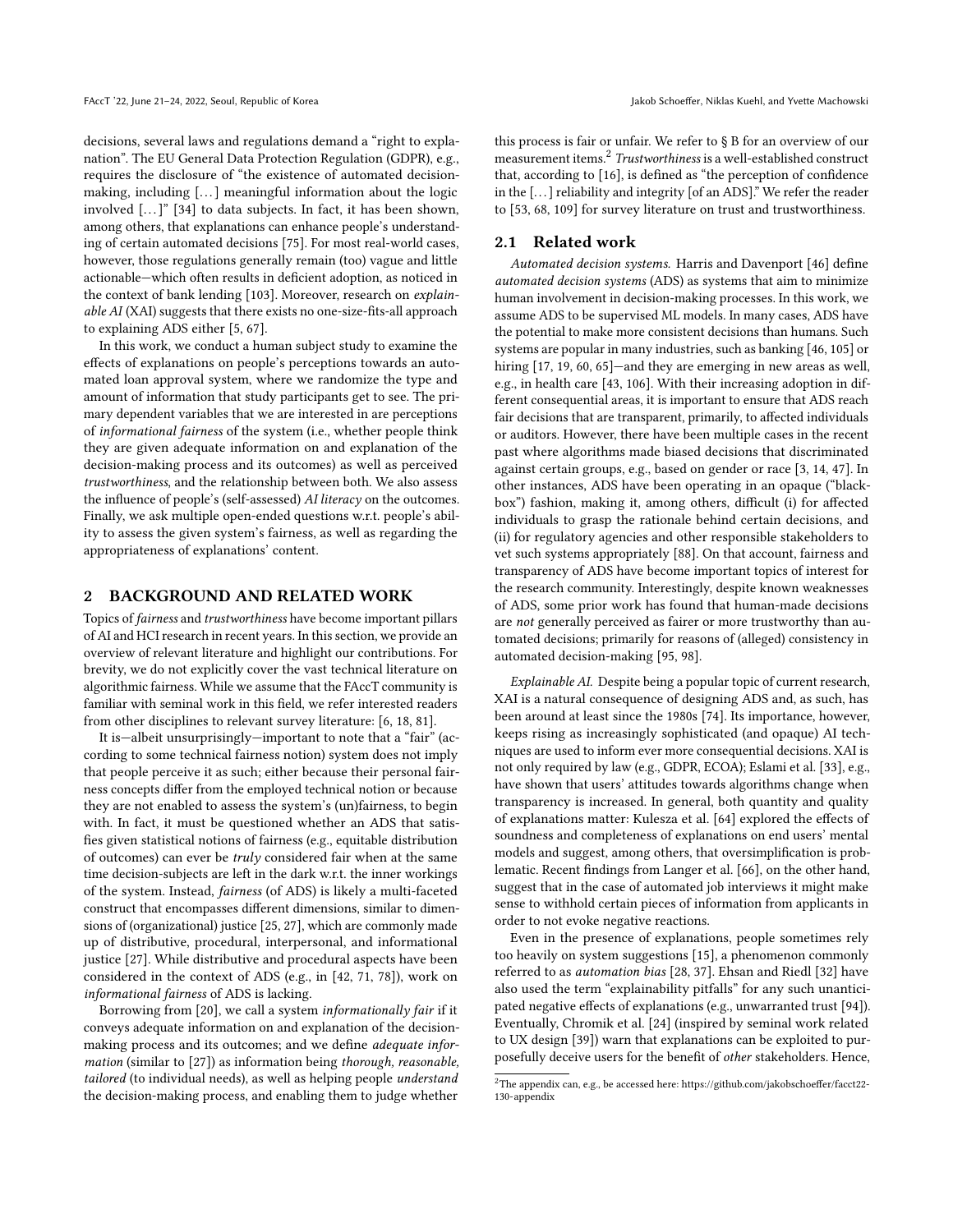decisions, several laws and regulations demand a "right to explanation". The EU General Data Protection Regulation (GDPR), e.g., requires the disclosure of "the existence of automated decision-making, including [...] meaningful information about the logic involved [...]" [34] to data subjects. In fact, it has been shown, among others, that explanations can enhance people's understanding of certain automated decisions [75]. For most real-world cases, however, those regulations generally remain (too) vague and little actionable—which often results in deficient adoption, as noticed in the context of bank lending [103]. Moreover, research on *explainable AI* (XAI) suggests that there exists no one-size-fits-all approach to explaining ADS either [5, 67].

In this work, we conduct a human subject study to examine the effects of explanations on people's perceptions towards an automated loan approval system, where we randomize the type and amount of information that study participants get to see. The primary dependent variables that we are interested in are perceptions of *informational fairness* of the system (i.e., whether people think they are given adequate information on and explanation of the decision-making process and its outcomes) as well as perceived *trustworthiness*, and the relationship between both. We also assess the influence of people's (self-assessed) *AI literacy* on the outcomes. Finally, we ask multiple open-ended questions w.r.t. people's ability to assess the given system's fairness, as well as regarding the appropriateness of explanations' content.

## 2 BACKGROUND AND RELATED WORK

Topics of *fairness* and *trustworthiness* have become important pillars of AI and HCI research in recent years. In this section, we provide an overview of relevant literature and highlight our contributions. For brevity, we do not explicitly cover the vast technical literature on algorithmic fairness. While we assume that the FAccT community is familiar with seminal work in this field, we refer interested readers from other disciplines to relevant survey literature: [6, 18, 81].

It is—albeit unsurprisingly—important to note that a "fair" (according to some technical fairness notion) system does not imply that people perceive it as such; either because their personal fairness concepts differ from the employed technical notion or because they are not enabled to assess the system's (un)fairness, to begin with. In fact, it must be questioned whether an ADS that satisfies given statistical notions of fairness (e.g., equitable distribution of outcomes) can ever be *truly* considered fair when at the same time decision-subjects are left in the dark w.r.t. the inner workings of the system. Instead, *fairness* (of ADS) is likely a multi-faceted construct that encompasses different dimensions, similar to dimensions of (organizational) justice [25, 27], which are commonly made up of distributive, procedural, interpersonal, and informational justice [27]. While distributive and procedural aspects have been considered in the context of ADS (e.g., in [42, 71, 78]), work on *informational fairness* of ADS is lacking.

Borrowing from [20], we call a system *informationally fair* if it conveys adequate information on and explanation of the decision-making process and its outcomes; and we define *adequate information* (similar to [27]) as information being *thorough, reasonable, tailored* (to individual needs), as well as helping people *understand* the decision-making process, and enabling them to judge whether this process is fair or unfair. We refer to § B for an overview of our measurement items.[2] *Trustworthiness* is a well-established construct that, according to [16], is defined as "the perception of confidence in the [...] reliability and integrity [of an ADS]." We refer the reader to [53, 68, 109] for survey literature on trust and trustworthiness.

### 2.1 Related work

*Automated decision systems.* Harris and Davenport [46] define *automated decision systems* (ADS) as systems that aim to minimize human involvement in decision-making processes. In this work, we assume ADS to be supervised ML models. In many cases, ADS have the potential to make more consistent decisions than humans. Such systems are popular in many industries, such as banking [46, 105] or hiring [17, 19, 60, 65]—and they are emerging in new areas as well, e.g., in health care [43, 106]. With their increasing adoption in different consequential areas, it is important to ensure that ADS reach fair decisions that are transparent, primarily, to affected individuals or auditors. However, there have been multiple cases in the recent past where algorithms made biased decisions that discriminated against certain groups, e.g., based on gender or race [3, 14, 47]. In other instances, ADS have been operating in an opaque ("black-box") fashion, making it, among others, difficult (i) for affected individuals to grasp the rationale behind certain decisions, and (ii) for regulatory agencies and other responsible stakeholders to vet such systems appropriately [88]. On that account, fairness and transparency of ADS have become important topics of interest for the research community. Interestingly, despite known weaknesses of ADS, some prior work has found that human-made decisions are *not* generally perceived as fairer or more trustworthy than automated decisions; primarily for reasons of (alleged) consistency in automated decision-making [95, 98].

*Explainable AI.* Despite being a popular topic of current research, XAI is a natural consequence of designing ADS and, as such, has been around at least since the 1980s [74]. Its importance, however, keeps rising as increasingly sophisticated (and opaque) AI techniques are used to inform ever more consequential decisions. XAI is not only required by law (e.g., GDPR, ECOA); Eslami et al. [33], e.g., have shown that users' attitudes towards algorithms change when transparency is increased. In general, both quantity and quality of explanations matter: Kulesza et al. [64] explored the effects of soundness and completeness of explanations on end users' mental models and suggest, among others, that oversimplification is problematic. Recent findings from Langer et al. [66], on the other hand, suggest that in the case of automated job interviews it might make sense to withhold certain pieces of information from applicants in order to not evoke negative reactions.

Even in the presence of explanations, people sometimes rely too heavily on system suggestions [15], a phenomenon commonly referred to as *automation bias* [28, 37]. Ehsan and Riedl [32] have also used the term "explainability pitfalls" for any such unanticipated negative effects of explanations (e.g., unwarranted trust [94]). Eventually, Chromik et al. [24] (inspired by seminal work related to UX design [39]) warn that explanations can be exploited to purposefully deceive users for the benefit of *other* stakeholders. Hence,

[2] The appendix can, e.g., be accessed here: https://github.com/jakobschoeffer/facct22-130-appendix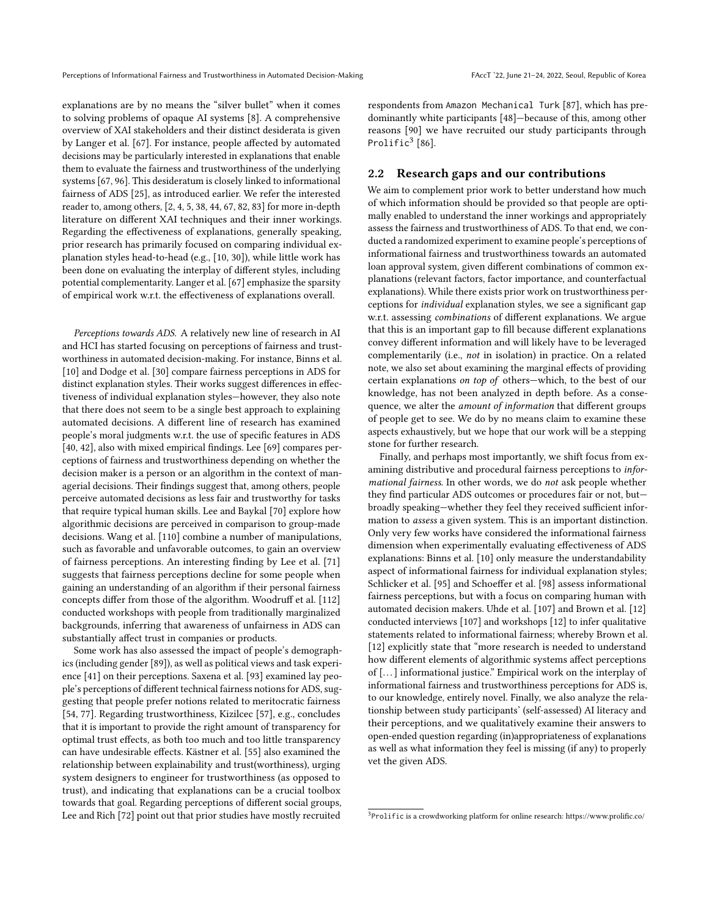explanations are by no means the "silver bullet" when it comes to solving problems of opaque AI systems [8]. A comprehensive overview of XAI stakeholders and their distinct desiderata is given by Langer et al. [67]. For instance, people affected by automated decisions may be particularly interested in explanations that enable them to evaluate the fairness and trustworthiness of the underlying systems [67, 96]. This desideratum is closely linked to informational fairness of ADS [25], as introduced earlier. We refer the interested reader to, among others, [2, 4, 5, 38, 44, 67, 82, 83] for more in-depth literature on different XAI techniques and their inner workings. Regarding the effectiveness of explanations, generally speaking, prior research has primarily focused on comparing individual explanation styles head-to-head (e.g., [10, 30]), while little work has been done on evaluating the interplay of different styles, including potential complementarity. Langer et al. [67] emphasize the sparsity of empirical work w.r.t. the effectiveness of explanations overall.

*Perceptions towards ADS.* A relatively new line of research in AI and HCI has started focusing on perceptions of fairness and trustworthiness in automated decision-making. For instance, Binns et al. [10] and Dodge et al. [30] compare fairness perceptions in ADS for distinct explanation styles. Their works suggest differences in effectiveness of individual explanation styles—however, they also note that there does not seem to be a single best approach to explaining automated decisions. A different line of research has examined people's moral judgments w.r.t. the use of specific features in ADS [40, 42], also with mixed empirical findings. Lee [69] compares perceptions of fairness and trustworthiness depending on whether the decision maker is a person or an algorithm in the context of managerial decisions. Their findings suggest that, among others, people perceive automated decisions as less fair and trustworthy for tasks that require typical human skills. Lee and Baykal [70] explore how algorithmic decisions are perceived in comparison to group-made decisions. Wang et al. [110] combine a number of manipulations, such as favorable and unfavorable outcomes, to gain an overview of fairness perceptions. An interesting finding by Lee et al. [71] suggests that fairness perceptions decline for some people when gaining an understanding of an algorithm if their personal fairness concepts differ from those of the algorithm. Woodruff et al. [112] conducted workshops with people from traditionally marginalized backgrounds, inferring that awareness of unfairness in ADS can substantially affect trust in companies or products.

Some work has also assessed the impact of people's demographics (including gender [89]), as well as political views and task experience [41] on their perceptions. Saxena et al. [93] examined lay people's perceptions of different technical fairness notions for ADS, suggesting that people prefer notions related to meritocratic fairness [54, 77]. Regarding trustworthiness, Kizilcec [57], e.g., concludes that it is important to provide the right amount of transparency for optimal trust effects, as both too much and too little transparency can have undesirable effects. Kästner et al. [55] also examined the relationship between explainability and trust(worthiness), urging system designers to engineer for trustworthiness (as opposed to trust), and indicating that explanations can be a crucial toolbox towards that goal. Regarding perceptions of different social groups, Lee and Rich [72] point out that prior studies have mostly recruited respondents from Amazon Mechanical Turk [87], which has predominantly white participants [48]—because of this, among other reasons [90] we have recruited our study participants through Prolific[3] [86].

## 2.2 Research gaps and our contributions

We aim to complement prior work to better understand how much of which information should be provided so that people are optimally enabled to understand the inner workings and appropriately assess the fairness and trustworthiness of ADS. To that end, we conducted a randomized experiment to examine people's perceptions of informational fairness and trustworthiness towards an automated loan approval system, given different combinations of common explanations (relevant factors, factor importance, and counterfactual explanations). While there exists prior work on trustworthiness perceptions for *individual* explanation styles, we see a significant gap w.r.t. assessing *combinations* of different explanations. We argue that this is an important gap to fill because different explanations convey different information and will likely have to be leveraged complementarily (i.e., *not* in isolation) in practice. On a related note, we also set about examining the marginal effects of providing certain explanations *on top of* others—which, to the best of our knowledge, has not been analyzed in depth before. As a consequence, we alter the *amount of information* that different groups of people get to see. We do by no means claim to examine these aspects exhaustively, but we hope that our work will be a stepping stone for further research.

Finally, and perhaps most importantly, we shift focus from examining distributive and procedural fairness perceptions to *informational fairness*. In other words, we do *not* ask people whether they find particular ADS outcomes or procedures fair or not, but—broadly speaking—whether they feel they received sufficient information to *assess* a given system. This is an important distinction. Only very few works have considered the informational fairness dimension when experimentally evaluating effectiveness of ADS explanations: Binns et al. [10] only measure the understandability aspect of informational fairness for individual explanation styles; Schlicker et al. [95] and Schoeffer et al. [98] assess informational fairness perceptions, but with a focus on comparing human with automated decision makers. Uhde et al. [107] and Brown et al. [12] conducted interviews [107] and workshops [12] to infer qualitative statements related to informational fairness; whereby Brown et al. [12] explicitly state that "more research is needed to understand how different elements of algorithmic systems affect perceptions of [. . . ] informational justice." Empirical work on the interplay of informational fairness and trustworthiness perceptions for ADS is, to our knowledge, entirely novel. Finally, we also analyze the relationship between study participants' (self-assessed) AI literacy and their perceptions, and we qualitatively examine their answers to open-ended question regarding (in)appropriateness of explanations as well as what information they feel is missing (if any) to properly vet the given ADS.

[3] Prolific is a crowdworking platform for online research: https://www.prolific.co/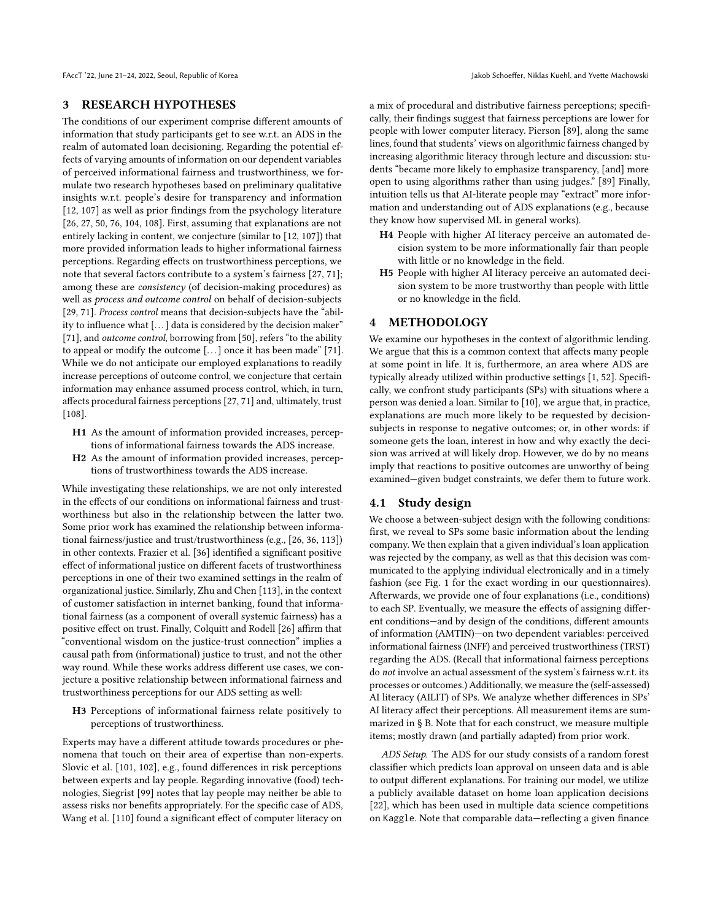## 3 RESEARCH HYPOTHESES

The conditions of our experiment comprise different amounts of information that study participants get to see w.r.t. an ADS in the realm of automated loan decisioning. Regarding the potential effects of varying amounts of information on our dependent variables of perceived informational fairness and trustworthiness, we formulate two research hypotheses based on preliminary qualitative insights w.r.t. people's desire for transparency and information [12, 107] as well as prior findings from the psychology literature [26, 27, 50, 76, 104, 108]. First, assuming that explanations are not entirely lacking in content, we conjecture (similar to [12, 107]) that more provided information leads to higher informational fairness perceptions. Regarding effects on trustworthiness perceptions, we note that several factors contribute to a system's fairness [27, 71]; among these are *consistency* (of decision-making procedures) as well as *process and outcome control* on behalf of decision-subjects [29, 71]. *Process control* means that decision-subjects have the "ability to influence what [...] data is considered by the decision maker" [71], and *outcome control*, borrowing from [50], refers "to the ability to appeal or modify the outcome [...] once it has been made" [71]. While we do not anticipate our employed explanations to readily increase perceptions of outcome control, we conjecture that certain information may enhance assumed process control, which, in turn, affects procedural fairness perceptions [27, 71] and, ultimately, trust [108].

- **H1** As the amount of information provided increases, perceptions of informational fairness towards the ADS increase.
- **H2** As the amount of information provided increases, perceptions of trustworthiness towards the ADS increase.

While investigating these relationships, we are not only interested in the effects of our conditions on informational fairness and trustworthiness but also in the relationship between the latter two. Some prior work has examined the relationship between informational fairness/justice and trust/trustworthiness (e.g., [26, 36, 113]) in other contexts. Frazier et al. [36] identified a significant positive effect of informational justice on different facets of trustworthiness perceptions in one of their two examined settings in the realm of organizational justice. Similarly, Zhu and Chen [113], in the context of customer satisfaction in internet banking, found that informational fairness (as a component of overall systemic fairness) has a positive effect on trust. Finally, Colquitt and Rodell [26] affirm that "conventional wisdom on the justice-trust connection" implies a causal path from (informational) justice to trust, and not the other way round. While these works address different use cases, we conjecture a positive relationship between informational fairness and trustworthiness perceptions for our ADS setting as well:

- **H3** Perceptions of informational fairness relate positively to perceptions of trustworthiness.

Experts may have a different attitude towards procedures or phenomena that touch on their area of expertise than non-experts. Slovic et al. [101, 102], e.g., found differences in risk perceptions between experts and lay people. Regarding innovative (food) technologies, Siegrist [99] notes that lay people may neither be able to assess risks nor benefits appropriately. For the specific case of ADS, Wang et al. [110] found a significant effect of computer literacy on a mix of procedural and distributive fairness perceptions; specifically, their findings suggest that fairness perceptions are lower for people with lower computer literacy. Pierson [89], along the same lines, found that students' views on algorithmic fairness changed by increasing algorithmic literacy through lecture and discussion: students "became more likely to emphasize transparency, [and] more open to using algorithms rather than using judges." [89] Finally, intuition tells us that AI-literate people may "extract" more information and understanding out of ADS explanations (e.g., because they know how supervised ML in general works).

- **H4** People with higher AI literacy perceive an automated decision system to be more informationally fair than people with little or no knowledge in the field.
- **H5** People with higher AI literacy perceive an automated decision system to be more trustworthy than people with little or no knowledge in the field.

## 4 METHODOLOGY

We examine our hypotheses in the context of algorithmic lending. We argue that this is a common context that affects many people at some point in life. It is, furthermore, an area where ADS are typically already utilized within productive settings [1, 52]. Specifically, we confront study participants (SPs) with situations where a person was denied a loan. Similar to [10], we argue that, in practice, explanations are much more likely to be requested by decision-subjects in response to negative outcomes; or, in other words: if someone gets the loan, interest in how and why exactly the decision was arrived at will likely drop. However, we do by no means imply that reactions to positive outcomes are unworthy of being examined—given budget constraints, we defer them to future work.

### 4.1 Study design

We choose a between-subject design with the following conditions: first, we reveal to SPs some basic information about the lending company. We then explain that a given individual's loan application was rejected by the company, as well as that this decision was communicated to the applying individual electronically and in a timely fashion (see Fig. 1 for the exact wording in our questionnaires). Afterwards, we provide one of four explanations (i.e., conditions) to each SP. Eventually, we measure the effects of assigning different conditions—and by design of the conditions, different amounts of information (AMTIN)—on two dependent variables: perceived informational fairness (INFF) and perceived trustworthiness (TRST) regarding the ADS. (Recall that informational fairness perceptions do *not* involve an actual assessment of the system's fairness w.r.t. its processes or outcomes.) Additionally, we measure the (self-assessed) AI literacy (AILIT) of SPs. We analyze whether differences in SPs' AI literacy affect their perceptions. All measurement items are summarized in § B. Note that for each construct, we measure multiple items; mostly drawn (and partially adapted) from prior work.

*ADS Setup.* The ADS for our study consists of a random forest classifier which predicts loan approval on unseen data and is able to output different explanations. For training our model, we utilize a publicly available dataset on home loan application decisions [22], which has been used in multiple data science competitions on Kaggle. Note that comparable data—reflecting a given finance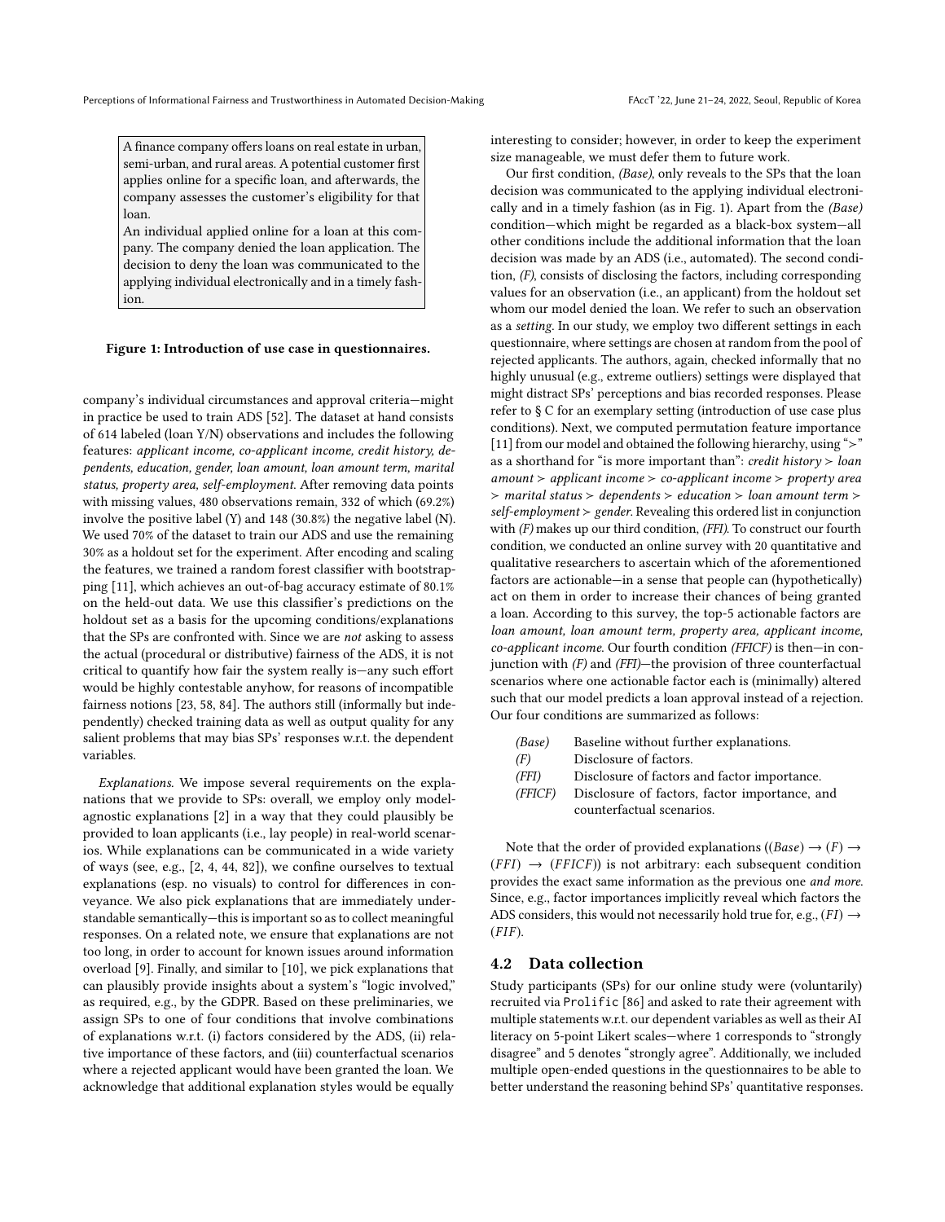> A finance company offers loans on real estate in urban, semi-urban, and rural areas. A potential customer first applies online for a specific loan, and afterwards, the company assesses the customer's eligibility for that loan.
> An individual applied online for a loan at this company. The company denied the loan application. The decision to deny the loan was communicated to the applying individual electronically and in a timely fashion.

**Figure 1: Introduction of use case in questionnaires.**

company's individual circumstances and approval criteria—might in practice be used to train ADS [52]. The dataset at hand consists of 614 labeled (loan Y/N) observations and includes the following features: *applicant income, co-applicant income, credit history, dependents, education, gender, loan amount, loan amount term, marital status, property area, self-employment*. After removing data points with missing values, 480 observations remain, 332 of which (69.2%) involve the positive label (Y) and 148 (30.8%) the negative label (N). We used 70% of the dataset to train our ADS and use the remaining 30% as a holdout set for the experiment. After encoding and scaling the features, we trained a random forest classifier with bootstrapping [11], which achieves an out-of-bag accuracy estimate of 80.1% on the held-out data. We use this classifier's predictions on the holdout set as a basis for the upcoming conditions/explanations that the SPs are confronted with. Since we are *not* asking to assess the actual (procedural or distributive) fairness of the ADS, it is not critical to quantify how fair the system really is—any such effort would be highly contestable anyhow, for reasons of incompatible fairness notions [23, 58, 84]. The authors still (informally but independently) checked training data as well as output quality for any salient problems that may bias SPs' responses w.r.t. the dependent variables.

*Explanations.* We impose several requirements on the explanations that we provide to SPs: overall, we employ only model-agnostic explanations [2] in a way that they could plausibly be provided to loan applicants (i.e., lay people) in real-world scenarios. While explanations can be communicated in a wide variety of ways (see, e.g., [2, 4, 44, 82]), we confine ourselves to textual explanations (esp. no visuals) to control for differences in conveyance. We also pick explanations that are immediately understandable semantically—this is important so as to collect meaningful responses. On a related note, we ensure that explanations are not too long, in order to account for known issues around information overload [9]. Finally, and similar to [10], we pick explanations that can plausibly provide insights about a system's "logic involved," as required, e.g., by the GDPR. Based on these preliminaries, we assign SPs to one of four conditions that involve combinations of explanations w.r.t. (i) factors considered by the ADS, (ii) relative importance of these factors, and (iii) counterfactual scenarios where a rejected applicant would have been granted the loan. We acknowledge that additional explanation styles would be equally interesting to consider; however, in order to keep the experiment size manageable, we must defer them to future work.

Our first condition, *(Base)*, only reveals to the SPs that the loan decision was communicated to the applying individual electronically and in a timely fashion (as in Fig. 1). Apart from the *(Base)* condition—which might be regarded as a black-box system—all other conditions include the additional information that the loan decision was made by an ADS (i.e., automated). The second condition, *(F)*, consists of disclosing the factors, including corresponding values for an observation (i.e., an applicant) from the holdout set whom our model denied the loan. We refer to such an observation as a *setting*. In our study, we employ two different settings in each questionnaire, where settings are chosen at random from the pool of rejected applicants. The authors, again, checked informally that no highly unusual (e.g., extreme outliers) settings were displayed that might distract SPs' perceptions and bias recorded responses. Please refer to § C for an exemplary setting (introduction of use case plus conditions). Next, we computed permutation feature importance [11] from our model and obtained the following hierarchy, using "≻" as a shorthand for "is more important than": *credit history ≻ loan amount ≻ applicant income ≻ co-applicant income ≻ property area ≻ marital status ≻ dependents ≻ education ≻ loan amount term ≻ self-employment ≻ gender*. Revealing this ordered list in conjunction with *(F)* makes up our third condition, *(FFI)*. To construct our fourth condition, we conducted an online survey with 20 quantitative and qualitative researchers to ascertain which of the aforementioned factors are actionable—in a sense that people can (hypothetically) act on them in order to increase their chances of being granted a loan. According to this survey, the top-5 actionable factors are *loan amount, loan amount term, property area, applicant income, co-applicant income*. Our fourth condition *(FFICF)* is then—in conjunction with *(F)* and *(FFI)*—the provision of three counterfactual scenarios where one actionable factor each is (minimally) altered such that our model predicts a loan approval instead of a rejection. Our four conditions are summarized as follows:

- *(Base)* Baseline without further explanations.
- *(F)* Disclosure of factors.
- *(FFI)* Disclosure of factors and factor importance.
- *(FFICF)* Disclosure of factors, factor importance, and counterfactual scenarios.

Note that the order of provided explanations ($(Base) \rightarrow (F) \rightarrow (FFI) \rightarrow (FFICF)$) is not arbitrary: each subsequent condition provides the exact same information as the previous one *and more*. Since, e.g., factor importances implicitly reveal which factors the ADS considers, this would not necessarily hold true for, e.g., $(FI) \rightarrow (FIF)$.

## 4.2 Data collection

Study participants (SPs) for our online study were (voluntarily) recruited via `Prolific` [86] and asked to rate their agreement with multiple statements w.r.t. our dependent variables as well as their AI literacy on 5-point Likert scales—where 1 corresponds to "strongly disagree" and 5 denotes "strongly agree". Additionally, we included multiple open-ended questions in the questionnaires to be able to better understand the reasoning behind SPs' quantitative responses.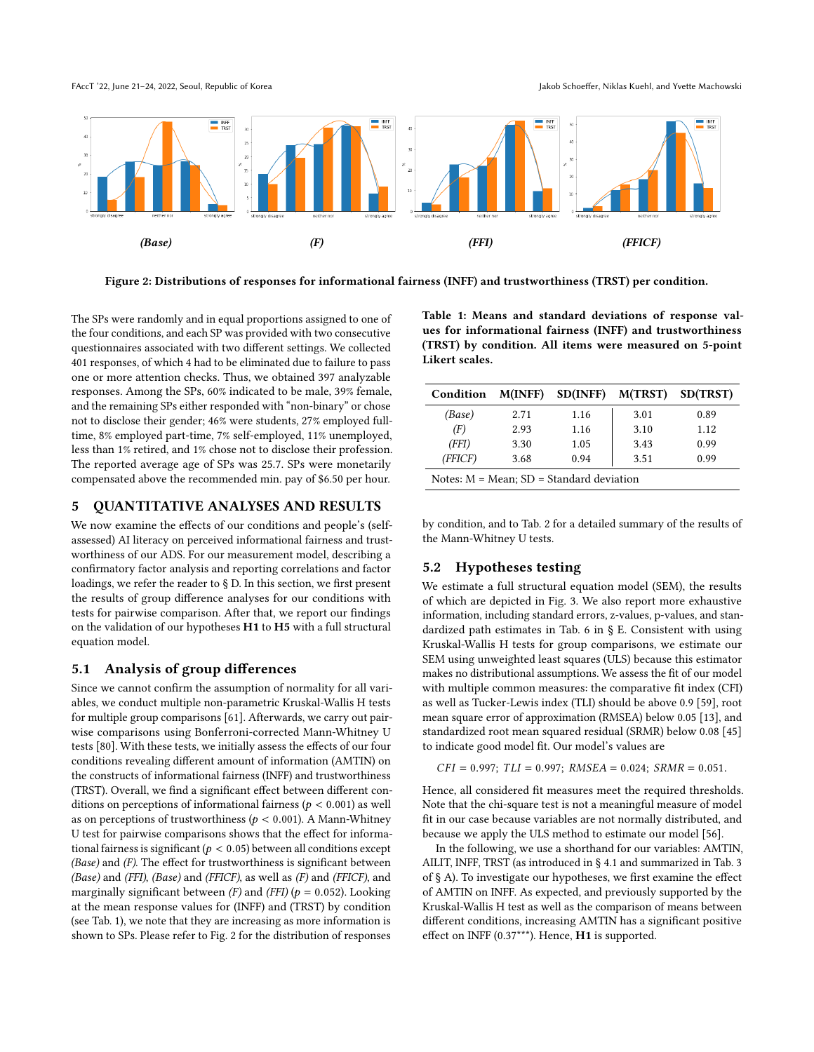(Base) (F) (FFI) (FFICF)

**Figure 2: Distributions of responses for informational fairness (INFF) and trustworthiness (TRST) per condition.**

The SPs were randomly and in equal proportions assigned to one of the four conditions, and each SP was provided with two consecutive questionnaires associated with two different settings. We collected 401 responses, of which 4 had to be eliminated due to failure to pass one or more attention checks. Thus, we obtained 397 analyzable responses. Among the SPs, 60% indicated to be male, 39% female, and the remaining SPs either responded with "non-binary" or chose not to disclose their gender; 46% were students, 27% employed full-time, 8% employed part-time, 7% self-employed, 11% unemployed, less than 1% retired, and 1% chose not to disclose their profession. The reported average age of SPs was 25.7. SPs were monetarily compensated above the recommended min. pay of $6.50 per hour.

## 5 QUANTITATIVE ANALYSES AND RESULTS

We now examine the effects of our conditions and people's (self-assessed) AI literacy on perceived informational fairness and trustworthiness of our ADS. For our measurement model, describing a confirmatory factor analysis and reporting correlations and factor loadings, we refer the reader to § D. In this section, we first present the results of group difference analyses for our conditions with tests for pairwise comparison. After that, we report our findings on the validation of our hypotheses **H1** to **H5** with a full structural equation model.

### 5.1 Analysis of group differences

Since we cannot confirm the assumption of normality for all variables, we conduct multiple non-parametric Kruskal-Wallis H tests for multiple group comparisons [61]. Afterwards, we carry out pairwise comparisons using Bonferroni-corrected Mann-Whitney U tests [80]. With these tests, we initially assess the effects of our four conditions revealing different amount of information (AMTIN) on the constructs of informational fairness (INFF) and trustworthiness (TRST). Overall, we find a significant effect between different conditions on perceptions of informational fairness ($p < 0.001$) as well as on perceptions of trustworthiness ($p < 0.001$). A Mann-Whitney U test for pairwise comparisons shows that the effect for informational fairness is significant ($p < 0.05$) between all conditions except *(Base)* and *(F)*. The effect for trustworthiness is significant between *(Base)* and *(FFI)*, *(Base)* and *(FFICF)*, as well as *(F)* and *(FFICF)*, and marginally significant between *(F)* and *(FFI)* ($p = 0.052$). Looking at the mean response values for (INFF) and (TRST) by condition (see Tab. 1), we note that they are increasing as more information is shown to SPs. Please refer to Fig. 2 for the distribution of responses by condition, and to Tab. 2 for a detailed summary of the results of the Mann-Whitney U tests.

**Table 1: Means and standard deviations of response values for informational fairness (INFF) and trustworthiness (TRST) by condition. All items were measured on 5-point Likert scales.**

| Condition | M(INFF) | SD(INFF) | M(TRST) | SD(TRST) |
|---|---|---|---|---|
| *(Base)* | 2.71 | 1.16 | 3.01 | 0.89 |
| *(F)* | 2.93 | 1.16 | 3.10 | 1.12 |
| *(FFI)* | 3.30 | 1.05 | 3.43 | 0.99 |
| *(FFICF)* | 3.68 | 0.94 | 3.51 | 0.99 |

Notes: M = Mean; SD = Standard deviation

### 5.2 Hypotheses testing

We estimate a full structural equation model (SEM), the results of which are depicted in Fig. 3. We also report more exhaustive information, including standard errors, z-values, p-values, and standardized path estimates in Tab. 6 in § E. Consistent with using Kruskal-Wallis H tests for group comparisons, we estimate our SEM using unweighted least squares (ULS) because this estimator makes no distributional assumptions. We assess the fit of our model with multiple common measures: the comparative fit index (CFI) as well as Tucker-Lewis index (TLI) should be above 0.9 [59], root mean square error of approximation (RMSEA) below 0.05 [13], and standardized root mean squared residual (SRMR) below 0.08 [45] to indicate good model fit. Our model's values are

$$CFI = 0.997;\ TLI = 0.997;\ RMSEA = 0.024;\ SRMR = 0.051.$$

Hence, all considered fit measures meet the required thresholds. Note that the chi-square test is not a meaningful measure of model fit in our case because variables are not normally distributed, and because we apply the ULS method to estimate our model [56].

In the following, we use a shorthand for our variables: AMTIN, AILIT, INFF, TRST (as introduced in § 4.1 and summarized in Tab. 3 of § A). To investigate our hypotheses, we first examine the effect of AMTIN on INFF. As expected, and previously supported by the Kruskal-Wallis H test as well as the comparison of means between different conditions, increasing AMTIN has a significant positive effect on INFF ($0.37^{***}$). Hence, **H1** is supported.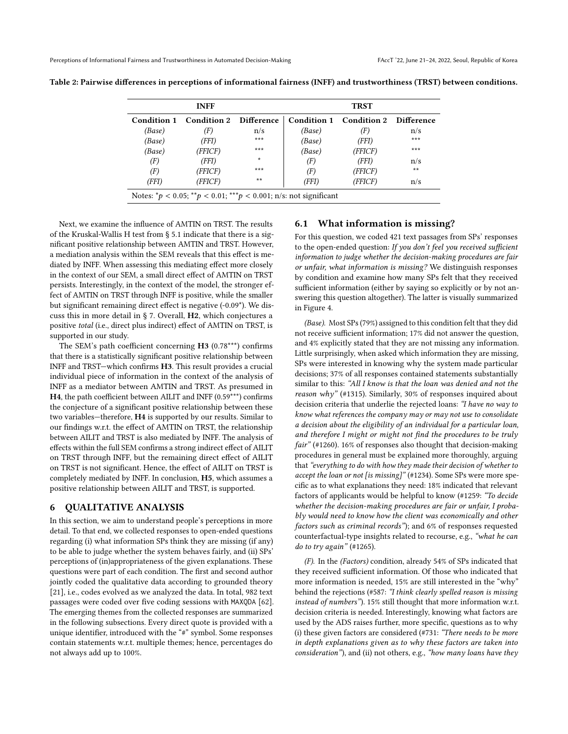Table 2: Pairwise differences in perceptions of informational fairness (INFF) and trustworthiness (TRST) between conditions.

| INFF | | | TRST | | |
|---|---|---|---|---|---|
| **Condition 1** | **Condition 2** | **Difference** | **Condition 1** | **Condition 2** | **Difference** |
| *(Base)* | *(F)* | n/s | *(Base)* | *(F)* | n/s |
| *(Base)* | *(FFI)* | *** | *(Base)* | *(FFI)* | *** |
| *(Base)* | *(FFICF)* | *** | *(Base)* | *(FFICF)* | *** |
| *(F)* | *(FFI)* | * | *(F)* | *(FFI)* | n/s |
| *(F)* | *(FFICF)* | *** | *(F)* | *(FFICF)* | ** |
| *(FFI)* | *(FFICF)* | ** | *(FFI)* | *(FFICF)* | n/s |

Notes: $^{*}p < 0.05$; $^{**}p < 0.01$; $^{***}p < 0.001$; n/s: not significant

Next, we examine the influence of AMTIN on TRST. The results of the Kruskal-Wallis H test from § 5.1 indicate that there is a significant positive relationship between AMTIN and TRST. However, a mediation analysis within the SEM reveals that this effect is mediated by INFF. When assessing this mediating effect more closely in the context of our SEM, a small direct effect of AMTIN on TRST persists. Interestingly, in the context of the model, the stronger effect of AMTIN on TRST through INFF is positive, while the smaller but significant remaining direct effect is negative (-0.09*). We discuss this in more detail in § 7. Overall, **H2**, which conjectures a positive *total* (i.e., direct plus indirect) effect of AMTIN on TRST, is supported in our study.

The SEM's path coefficient concerning **H3** (0.78***) confirms that there is a statistically significant positive relationship between INFF and TRST—which confirms **H3**. This result provides a crucial individual piece of information in the context of the analysis of INFF as a mediator between AMTIN and TRST. As presumed in **H4**, the path coefficient between AILIT and INFF (0.59***) confirms the conjecture of a significant positive relationship between these two variables—therefore, **H4** is supported by our results. Similar to our findings w.r.t. the effect of AMTIN on TRST, the relationship between AILIT and TRST is also mediated by INFF. The analysis of effects within the full SEM confirms a strong indirect effect of AILIT on TRST through INFF, but the remaining direct effect of AILIT on TRST is not significant. Hence, the effect of AILIT on TRST is completely mediated by INFF. In conclusion, **H5**, which assumes a positive relationship between AILIT and TRST, is supported.

## 6 QUALITATIVE ANALYSIS

In this section, we aim to understand people's perceptions in more detail. To that end, we collected responses to open-ended questions regarding (i) what information SPs think they are missing (if any) to be able to judge whether the system behaves fairly, and (ii) SPs' perceptions of (in)appropriateness of the given explanations. These questions were part of each condition. The first and second author jointly coded the qualitative data according to grounded theory [21], i.e., codes evolved as we analyzed the data. In total, 982 text passages were coded over five coding sessions with MAXQDA [62]. The emerging themes from the collected responses are summarized in the following subsections. Every direct quote is provided with a unique identifier, introduced with the "#" symbol. Some responses contain statements w.r.t. multiple themes; hence, percentages do not always add up to 100%.

### 6.1 What information is missing?

For this question, we coded 421 text passages from SPs' responses to the open-ended question: *If you don't feel you received sufficient information to judge whether the decision-making procedures are fair or unfair, what information is missing?* We distinguish responses by condition and examine how many SPs felt that they received sufficient information (either by saying so explicitly or by not answering this question altogether). The latter is visually summarized in Figure 4.

*(Base).* Most SPs (79%) assigned to this condition felt that they did not receive sufficient information; 17% did not answer the question, and 4% explicitly stated that they are not missing any information. Little surprisingly, when asked which information they are missing, SPs were interested in knowing why the system made particular decisions; 37% of all responses contained statements substantially similar to this: *"All I know is that the loan was denied and not the reason why"* (#1315). Similarly, 30% of responses inquired about decision criteria that underlie the rejected loans: *"I have no way to know what references the company may or may not use to consolidate a decision about the eligibility of an individual for a particular loan, and therefore I might or might not find the procedures to be truly fair"* (#1260). 16% of responses also thought that decision-making procedures in general must be explained more thoroughly, arguing that *"everything to do with how they made their decision of whether to accept the loan or not [is missing]"* (#1234). Some SPs were more specific as to what explanations they need: 18% indicated that relevant factors of applicants would be helpful to know (#1259: *"To decide whether the decision-making procedures are fair or unfair, I probably would need to know how the client was economically and other factors such as criminal records"*); and 6% of responses requested counterfactual-type insights related to recourse, e.g., *"what he can do to try again"* (#1265).

*(F).* In the *(Factors)* condition, already 54% of SPs indicated that they received sufficient information. Of those who indicated that more information is needed, 15% are still interested in the "why" behind the rejections (#587: *"I think clearly spelled reason is missing instead of numbers"*). 15% still thought that more information w.r.t. decision criteria is needed. Interestingly, knowing what factors are used by the ADS raises further, more specific, questions as to why (i) these given factors are considered (#731: *"There needs to be more in depth explanations given as to why these factors are taken into consideration"*), and (ii) not others, e.g., *"how many loans have they*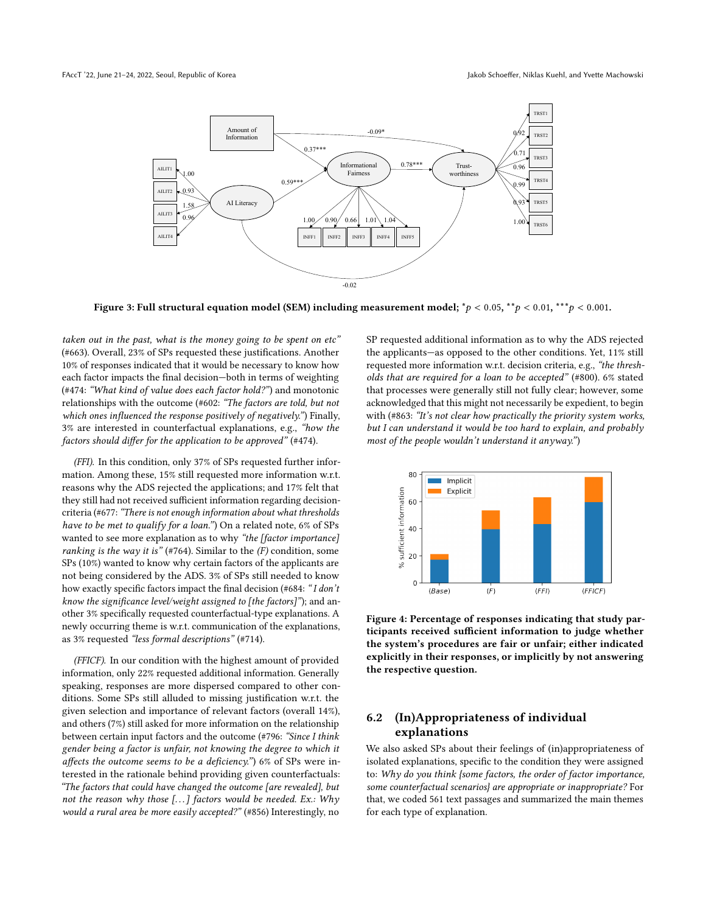**Figure 3: Full structural equation model (SEM) including measurement model; $^{*}p < 0.05$, $^{**}p < 0.01$, $^{***}p < 0.001$.**

*taken out in the past, what is the money going to be spent on etc"* (#663). Overall, 23% of SPs requested these justifications. Another 10% of responses indicated that it would be necessary to know how each factor impacts the final decision—both in terms of weighting (#474: *"What kind of value does each factor hold?"*) and monotonic relationships with the outcome (#602: *"The factors are told, but not which ones influenced the response positively of negatively."*) Finally, 3% are interested in counterfactual explanations, e.g., *"how the factors should differ for the application to be approved"* (#474).

*(FFI).* In this condition, only 37% of SPs requested further information. Among these, 15% still requested more information w.r.t. reasons why the ADS rejected the applications; and 17% felt that they still had not received sufficient information regarding decision-criteria (#677: *"There is not enough information about what thresholds have to be met to qualify for a loan."*) On a related note, 6% of SPs wanted to see more explanation as to why *"the [factor importance] ranking is the way it is"* (#764). Similar to the *(F)* condition, some SPs (10%) wanted to know why certain factors of the applicants are not being considered by the ADS. 3% of SPs still needed to know how exactly specific factors impact the final decision (#684: *"I don't know the significance level/weight assigned to [the factors]"*); and another 3% specifically requested counterfactual-type explanations. A newly occurring theme is w.r.t. communication of the explanations, as 3% requested *"less formal descriptions"* (#714).

*(FFICF).* In our condition with the highest amount of provided information, only 22% requested additional information. Generally speaking, responses are more dispersed compared to other conditions. Some SPs still alluded to missing justification w.r.t. the given selection and importance of relevant factors (overall 14%), and others (7%) still asked for more information on the relationship between certain input factors and the outcome (#796: *"Since I think gender being a factor is unfair, not knowing the degree to which it affects the outcome seems to be a deficiency."*) 6% of SPs were interested in the rationale behind providing given counterfactuals: *"The factors that could have changed the outcome [are revealed], but not the reason why those [...] factors would be needed. Ex.: Why would a rural area be more easily accepted?"* (#856) Interestingly, no SP requested additional information as to why the ADS rejected the applicants—as opposed to the other conditions. Yet, 11% still requested more information w.r.t. decision criteria, e.g., *"the thresholds that are required for a loan to be accepted"* (#800). 6% stated that processes were generally still not fully clear; however, some acknowledged that this might not necessarily be expedient, to begin with (#863: *"It's not clear how practically the priority system works, but I can understand it would be too hard to explain, and probably most of the people wouldn't understand it anyway."*)

**Figure 4: Percentage of responses indicating that study participants received sufficient information to judge whether the system's procedures are fair or unfair; either indicated explicitly in their responses, or implicitly by not answering the respective question.**

## 6.2 (In)Appropriateness of individual explanations

We also asked SPs about their feelings of (in)appropriateness of isolated explanations, specific to the condition they were assigned to: *Why do you think {some factors, the order of factor importance, some counterfactual scenarios} are appropriate or inappropriate?* For that, we coded 561 text passages and summarized the main themes for each type of explanation.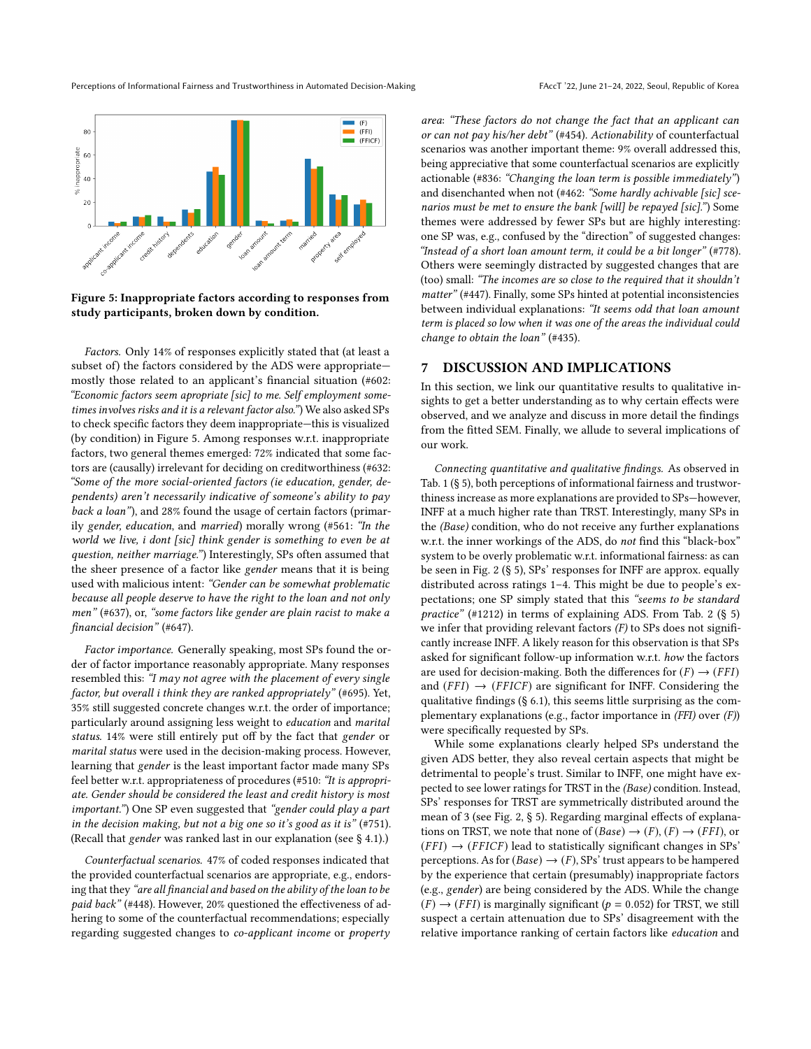Figure 5: Inappropriate factors according to responses from study participants, broken down by condition.

*Factors.* Only 14% of responses explicitly stated that (at least a subset of) the factors considered by the ADS were appropriate—mostly those related to an applicant's financial situation (#602: *"Economic factors seem apropriate [sic] to me. Self employment sometimes involves risks and it is a relevant factor also."*) We also asked SPs to check specific factors they deem inappropriate—this is visualized (by condition) in Figure 5. Among responses w.r.t. inappropriate factors, two general themes emerged: 72% indicated that some factors are (causally) irrelevant for deciding on creditworthiness (#632: *"Some of the more social-oriented factors (ie education, gender, dependents) aren't necessarily indicative of someone's ability to pay back a loan"*), and 28% found the usage of certain factors (primarily *gender, education*, and *married*) morally wrong (#561: *"In the world we live, i dont [sic] think gender is something to even be at question, neither marriage."*) Interestingly, SPs often assumed that the sheer presence of a factor like *gender* means that it is being used with malicious intent: *"Gender can be somewhat problematic because all people deserve to have the right to the loan and not only men"* (#637), or, *"some factors like gender are plain racist to make a financial decision"* (#647).

*Factor importance.* Generally speaking, most SPs found the order of factor importance reasonably appropriate. Many responses resembled this: *"I may not agree with the placement of every single factor, but overall i think they are ranked appropriately"* (#695). Yet, 35% still suggested concrete changes w.r.t. the order of importance; particularly around assigning less weight to *education* and *marital status*. 14% were still entirely put off by the fact that *gender* or *marital status* were used in the decision-making process. However, learning that *gender* is the least important factor made many SPs feel better w.r.t. appropriateness of procedures (#510: *"It is appropriate. Gender should be considered the least and credit history is most important."*) One SP even suggested that *"gender could play a part in the decision making, but not a big one so it's good as it is"* (#751). (Recall that *gender* was ranked last in our explanation (see § 4.1).)

*Counterfactual scenarios.* 47% of coded responses indicated that the provided counterfactual scenarios are appropriate, e.g., endorsing that they *"are all financial and based on the ability of the loan to be paid back"* (#448). However, 20% questioned the effectiveness of adhering to some of the counterfactual recommendations; especially regarding suggested changes to *co-applicant income* or *property area*: *"These factors do not change the fact that an applicant can or can not pay his/her debt"* (#454). *Actionability* of counterfactual scenarios was another important theme: 9% overall addressed this, being appreciative that some counterfactual scenarios are explicitly actionable (#836: *"Changing the loan term is possible immediately"*) and disenchanted when not (#462: *"Some hardly achivable [sic] scenarios must be met to ensure the bank [will] be repayed [sic]."*) Some themes were addressed by fewer SPs but are highly interesting: one SP was, e.g., confused by the "direction" of suggested changes: *"Instead of a short loan amount term, it could be a bit longer"* (#778). Others were seemingly distracted by suggested changes that are (too) small: *"The incomes are so close to the required that it shouldn't matter"* (#447). Finally, some SPs hinted at potential inconsistencies between individual explanations: *"It seems odd that loan amount term is placed so low when it was one of the areas the individual could change to obtain the loan"* (#435).

## 7 DISCUSSION AND IMPLICATIONS

In this section, we link our quantitative results to qualitative insights to get a better understanding as to why certain effects were observed, and we analyze and discuss in more detail the findings from the fitted SEM. Finally, we allude to several implications of our work.

*Connecting quantitative and qualitative findings.* As observed in Tab. 1 (§ 5), both perceptions of informational fairness and trustworthiness increase as more explanations are provided to SPs—however, INFF at a much higher rate than TRST. Interestingly, many SPs in the *(Base)* condition, who do not receive any further explanations w.r.t. the inner workings of the ADS, do *not* find this "black-box" system to be overly problematic w.r.t. informational fairness: as can be seen in Fig. 2 (§ 5), SPs' responses for INFF are approx. equally distributed across ratings 1–4. This might be due to people's expectations; one SP simply stated that this *"seems to be standard practice"* (#1212) in terms of explaining ADS. From Tab. 2 (§ 5) we infer that providing relevant factors *(F)* to SPs does not significantly increase INFF. A likely reason for this observation is that SPs asked for significant follow-up information w.r.t. *how* the factors are used for decision-making. Both the differences for $(F) \rightarrow (FFI)$ and $(FFI) \rightarrow (FFICF)$ are significant for INFF. Considering the qualitative findings (§ 6.1), this seems little surprising as the complementary explanations (e.g., factor importance in *(FFI)* over *(F)*) were specifically requested by SPs.

While some explanations clearly helped SPs understand the given ADS better, they also reveal certain aspects that might be detrimental to people's trust. Similar to INFF, one might have expected to see lower ratings for TRST in the *(Base)* condition. Instead, SPs' responses for TRST are symmetrically distributed around the mean of 3 (see Fig. 2, § 5). Regarding marginal effects of explanations on TRST, we note that none of $(Base) \rightarrow (F)$, $(F) \rightarrow (FFI)$, or $(FFI) \rightarrow (FFICF)$ lead to statistically significant changes in SPs' perceptions. As for $(Base) \rightarrow (F)$, SPs' trust appears to be hampered by the experience that certain (presumably) inappropriate factors (e.g., *gender*) are being considered by the ADS. While the change $(F) \rightarrow (FFI)$ is marginally significant ($p = 0.052$) for TRST, we still suspect a certain attenuation due to SPs' disagreement with the relative importance ranking of certain factors like *education* and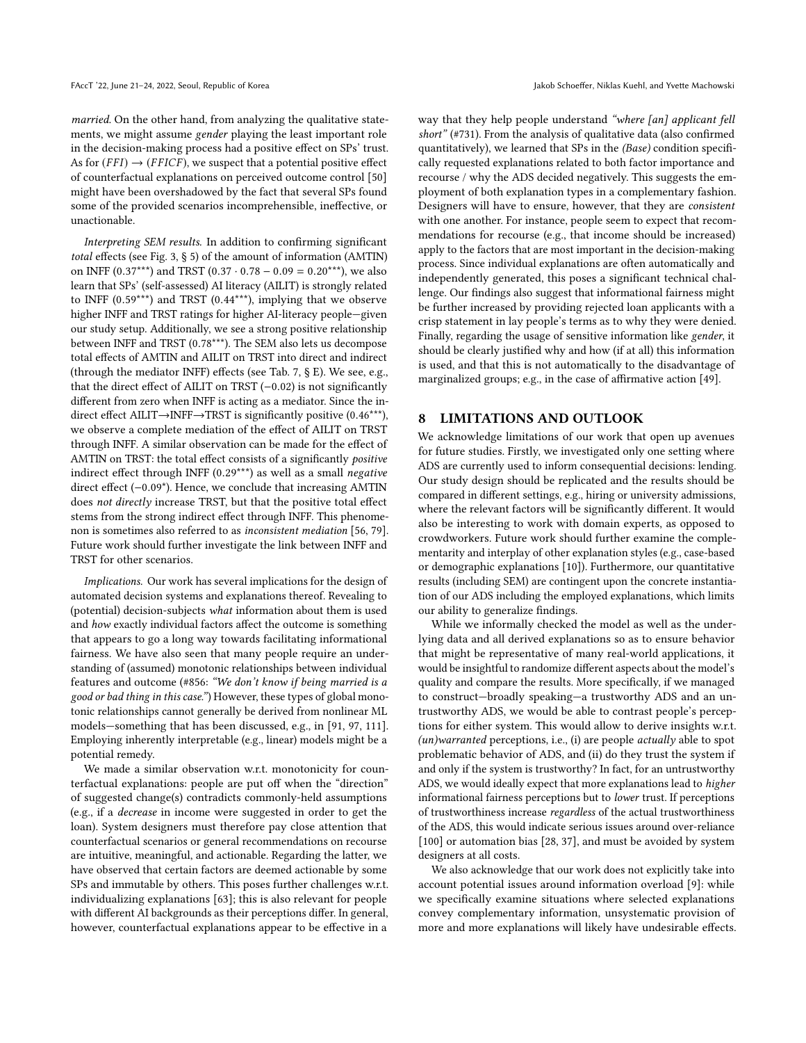*married*. On the other hand, from analyzing the qualitative statements, we might assume *gender* playing the least important role in the decision-making process had a positive effect on SPs' trust. As for $(FFI) \rightarrow (FFICF)$, we suspect that a potential positive effect of counterfactual explanations on perceived outcome control [50] might have been overshadowed by the fact that several SPs found some of the provided scenarios incomprehensible, ineffective, or unactionable.

*Interpreting SEM results.* In addition to confirming significant *total* effects (see Fig. 3, § 5) of the amount of information (AMTIN) on INFF ($0.37^{***}$) and TRST ($0.37 \cdot 0.78 - 0.09 = 0.20^{***}$), we also learn that SPs' (self-assessed) AI literacy (AILIT) is strongly related to INFF ($0.59^{***}$) and TRST ($0.44^{***}$), implying that we observe higher INFF and TRST ratings for higher AI-literacy people—given our study setup. Additionally, we see a strong positive relationship between INFF and TRST ($0.78^{***}$). The SEM also lets us decompose total effects of AMTIN and AILIT on TRST into direct and indirect (through the mediator INFF) effects (see Tab. 7, § E). We see, e.g., that the direct effect of AILIT on TRST ($-0.02$) is not significantly different from zero when INFF is acting as a mediator. Since the indirect effect AILIT→INFF→TRST is significantly positive ($0.46^{***}$), we observe a complete mediation of the effect of AILIT on TRST through INFF. A similar observation can be made for the effect of AMTIN on TRST: the total effect consists of a significantly *positive* indirect effect through INFF ($0.29^{***}$) as well as a small *negative* direct effect ($-0.09^{*}$). Hence, we conclude that increasing AMTIN does *not directly* increase TRST, but that the positive total effect stems from the strong indirect effect through INFF. This phenomenon is sometimes also referred to as *inconsistent mediation* [56, 79]. Future work should further investigate the link between INFF and TRST for other scenarios.

*Implications.* Our work has several implications for the design of automated decision systems and explanations thereof. Revealing to (potential) decision-subjects *what* information about them is used and *how* exactly individual factors affect the outcome is something that appears to go a long way towards facilitating informational fairness. We have also seen that many people require an understanding of (assumed) monotonic relationships between individual features and outcome (#856: *"We don't know if being married is a good or bad thing in this case."*) However, these types of global monotonic relationships cannot generally be derived from nonlinear ML models—something that has been discussed, e.g., in [91, 97, 111]. Employing inherently interpretable (e.g., linear) models might be a potential remedy.

We made a similar observation w.r.t. monotonicity for counterfactual explanations: people are put off when the "direction" of suggested change(s) contradicts commonly-held assumptions (e.g., if a *decrease* in income were suggested in order to get the loan). System designers must therefore pay close attention that counterfactual scenarios or general recommendations on recourse are intuitive, meaningful, and actionable. Regarding the latter, we have observed that certain factors are deemed actionable by some SPs and immutable by others. This poses further challenges w.r.t. individualizing explanations [63]; this is also relevant for people with different AI backgrounds as their perceptions differ. In general, however, counterfactual explanations appear to be effective in a way that they help people understand *"where [an] applicant fell short"* (#731). From the analysis of qualitative data (also confirmed quantitatively), we learned that SPs in the *(Base)* condition specifically requested explanations related to both factor importance and recourse / why the ADS decided negatively. This suggests the employment of both explanation types in a complementary fashion. Designers will have to ensure, however, that they are *consistent* with one another. For instance, people seem to expect that recommendations for recourse (e.g., that income should be increased) apply to the factors that are most important in the decision-making process. Since individual explanations are often automatically and independently generated, this poses a significant technical challenge. Our findings also suggest that informational fairness might be further increased by providing rejected loan applicants with a crisp statement in lay people's terms as to why they were denied. Finally, regarding the usage of sensitive information like *gender*, it should be clearly justified why and how (if at all) this information is used, and that this is not automatically to the disadvantage of marginalized groups; e.g., in the case of affirmative action [49].

## 8 LIMITATIONS AND OUTLOOK

We acknowledge limitations of our work that open up avenues for future studies. Firstly, we investigated only one setting where ADS are currently used to inform consequential decisions: lending. Our study design should be replicated and the results should be compared in different settings, e.g., hiring or university admissions, where the relevant factors will be significantly different. It would also be interesting to work with domain experts, as opposed to crowdworkers. Future work should further examine the complementarity and interplay of other explanation styles (e.g., case-based or demographic explanations [10]). Furthermore, our quantitative results (including SEM) are contingent upon the concrete instantiation of our ADS including the employed explanations, which limits our ability to generalize findings.

While we informally checked the model as well as the underlying data and all derived explanations so as to ensure behavior that might be representative of many real-world applications, it would be insightful to randomize different aspects about the model's quality and compare the results. More specifically, if we managed to construct—broadly speaking—a trustworthy ADS and an untrustworthy ADS, we would be able to contrast people's perceptions for either system. This would allow to derive insights w.r.t. *(un)warranted* perceptions, i.e., (i) are people *actually* able to spot problematic behavior of ADS, and (ii) do they trust the system if and only if the system is trustworthy? In fact, for an untrustworthy ADS, we would ideally expect that more explanations lead to *higher* informational fairness perceptions but to *lower* trust. If perceptions of trustworthiness increase *regardless* of the actual trustworthiness of the ADS, this would indicate serious issues around over-reliance [100] or automation bias [28, 37], and must be avoided by system designers at all costs.

We also acknowledge that our work does not explicitly take into account potential issues around information overload [9]: while we specifically examine situations where selected explanations convey complementary information, unsystematic provision of more and more explanations will likely have undesirable effects.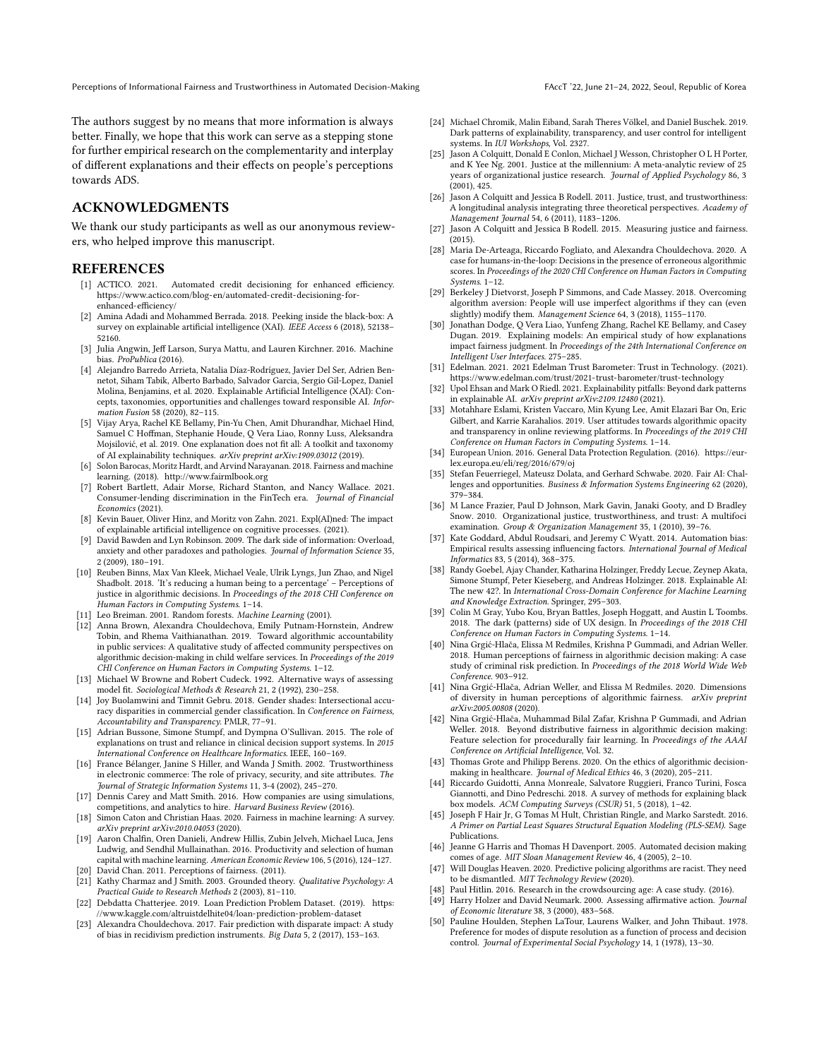The authors suggest by no means that more information is always better. Finally, we hope that this work can serve as a stepping stone for further empirical research on the complementarity and interplay of different explanations and their effects on people's perceptions towards ADS.

## ACKNOWLEDGMENTS

We thank our study participants as well as our anonymous reviewers, who helped improve this manuscript.

## REFERENCES

[1] ACTICO. 2021. Automated credit decisioning for enhanced efficiency. https://www.actico.com/blog-en/automated-credit-decisioning-for-enhanced-efficiency/

[2] Amina Adadi and Mohammed Berrada. 2018. Peeking inside the black-box: A survey on explainable artificial intelligence (XAI). *IEEE Access* 6 (2018), 52138–52160.

[3] Julia Angwin, Jeff Larson, Surya Mattu, and Lauren Kirchner. 2016. Machine bias. *ProPublica* (2016).

[4] Alejandro Barredo Arrieta, Natalia Díaz-Rodríguez, Javier Del Ser, Adrien Bennetot, Siham Tabik, Alberto Barbado, Salvador García, Sergio Gil-López, Daniel Molina, Benjamins, et al. 2020. Explainable Artificial Intelligence (XAI): Concepts, taxonomies, opportunities and challenges toward responsible AI. *Information Fusion* 58 (2020), 82–115.

[5] Vijay Arya, Rachel KE Bellamy, Pin-Yu Chen, Amit Dhurandhar, Michael Hind, Samuel C Hoffman, Stephanie Houde, Q Vera Liao, Ronny Luss, Aleksandra Mojsilović, et al. 2019. One explanation does not fit all: A toolkit and taxonomy of AI explainability techniques. *arXiv preprint arXiv:1909.03012* (2019).

[6] Solon Barocas, Moritz Hardt, and Arvind Narayanan. 2018. Fairness and machine learning. (2018). http://www.fairmlbook.org

[7] Robert Bartlett, Adair Morse, Richard Stanton, and Nancy Wallace. 2021. Consumer-lending discrimination in the FinTech era. *Journal of Financial Economics* (2021).

[8] Kevin Bauer, Oliver Hinz, and Moritz von Zahn. 2021. Expl(AI)ned: The impact of explainable artificial intelligence on cognitive processes. (2021).

[9] David Bawden and Lyn Robinson. 2009. The dark side of information: Overload, anxiety and other paradoxes and pathologies. *Journal of Information Science* 35, 2 (2009), 180–191.

[10] Reuben Binns, Max Van Kleek, Michael Veale, Ulrik Lyngs, Jun Zhao, and Nigel Shadbolt. 2018. 'It's reducing a human being to a percentage' – Perceptions of justice in algorithmic decisions. In *Proceedings of the 2018 CHI Conference on Human Factors in Computing Systems*. 1–14.

[11] Leo Breiman. 2001. Random forests. *Machine Learning* (2001).

[12] Anna Brown, Alexandra Chouldechova, Emily Putnam-Hornstein, Andrew Tobin, and Rhema Vaithianathan. 2019. Toward algorithmic accountability in public services: A qualitative study of affected community perspectives on algorithmic decision-making in child welfare services. In *Proceedings of the 2019 CHI Conference on Human Factors in Computing Systems*. 1–12.

[13] Michael W Browne and Robert Cudeck. 1992. Alternative ways of assessing model fit. *Sociological Methods & Research* 21, 2 (1992), 230–258.

[14] Joy Buolamwini and Timnit Gebru. 2018. Gender shades: Intersectional accuracy disparities in commercial gender classification. In *Conference on Fairness, Accountability and Transparency*. PMLR, 77–91.

[15] Adrian Bussone, Simone Stumpf, and Dympna O'Sullivan. 2015. The role of explanations on trust and reliance in clinical decision support systems. In *2015 International Conference on Healthcare Informatics*. IEEE, 160–169.

[16] France Bélanger, Janine S Hiller, and Wanda J Smith. 2002. Trustworthiness in electronic commerce: The role of privacy, security, and site attributes. *The Journal of Strategic Information Systems* 11, 3-4 (2002), 245–270.

[17] Dennis Carey and Matt Smith. 2016. How companies are using simulations, competitions, and analytics to hire. *Harvard Business Review* (2016).

[18] Simon Caton and Christian Haas. 2020. Fairness in machine learning: A survey. *arXiv preprint arXiv:2010.04053* (2020).

[19] Aaron Chalfin, Oren Danieli, Andrew Hillis, Zubin Jelveh, Michael Luca, Jens Ludwig, and Sendhil Mullainathan. 2016. Productivity and selection of human capital with machine learning. *American Economic Review* 106, 5 (2016), 124–127.

[20] David Chan. 2011. Perceptions of fairness. (2011).

[21] Kathy Charmaz and J Smith. 2003. Grounded theory. *Qualitative Psychology: A Practical Guide to Research Methods* 2 (2003), 81–110.

[22] Debdatta Chatterjee. 2019. Loan Prediction Problem Dataset. (2019). https://www.kaggle.com/altruistdelhite04/loan-prediction-problem-dataset

[23] Alexandra Chouldechova. 2017. Fair prediction with disparate impact: A study of bias in recidivism prediction instruments. *Big Data* 5, 2 (2017), 153–163.

[24] Michael Chromik, Malin Eiband, Sarah Theres Völkel, and Daniel Buschek. 2019. Dark patterns of explainability, transparency, and user control for intelligent systems. In *IUI Workshops*, Vol. 2327.

[25] Jason A Colquitt, Donald E Conlon, Michael J Wesson, Christopher O L H Porter, and K Yee Ng. 2001. Justice at the millennium: A meta-analytic review of 25 years of organizational justice research. *Journal of Applied Psychology* 86, 3 (2001), 425.

[26] Jason A Colquitt and Jessica B Rodell. 2011. Justice, trust, and trustworthiness: A longitudinal analysis integrating three theoretical perspectives. *Academy of Management Journal* 54, 6 (2011), 1183–1206.

[27] Jason A Colquitt and Jessica B Rodell. 2015. Measuring justice and fairness. (2015).

[28] Maria De-Arteaga, Riccardo Fogliato, and Alexandra Chouldechova. 2020. A case for humans-in-the-loop: Decisions in the presence of erroneous algorithmic scores. In *Proceedings of the 2020 CHI Conference on Human Factors in Computing Systems*. 1–12.

[29] Berkeley J Dietvorst, Joseph P Simmons, and Cade Massey. 2018. Overcoming algorithm aversion: People will use imperfect algorithms if they can (even slightly) modify them. *Management Science* 64, 3 (2018), 1155–1170.

[30] Jonathan Dodge, Q Vera Liao, Yunfeng Zhang, Rachel KE Bellamy, and Casey Dugan. 2019. Explaining models: An empirical study of how explanations impact fairness judgment. In *Proceedings of the 24th International Conference on Intelligent User Interfaces*. 275–285.

[31] Edelman. 2021. 2021 Edelman Trust Barometer: Trust in Technology. (2021). https://www.edelman.com/trust/2021-trust-barometer/trust-technology

[32] Upol Ehsan and Mark O Riedl. 2021. Explainability pitfalls: Beyond dark patterns in explainable AI. *arXiv preprint arXiv:2109.12480* (2021).

[33] Motahhare Eslami, Kristen Vaccaro, Min Kyung Lee, Amit Elazari Bar On, Eric Gilbert, and Karrie Karahalios. 2019. User attitudes towards algorithmic opacity and transparency in online reviewing platforms. In *Proceedings of the 2019 CHI Conference on Human Factors in Computing Systems*. 1–14.

[34] European Union. 2016. General Data Protection Regulation. (2016). https://eur-lex.europa.eu/eli/reg/2016/679/oj

[35] Stefan Feuerriegel, Mateusz Dolata, and Gerhard Schwabe. 2020. Fair AI: Challenges and opportunities. *Business & Information Systems Engineering* 62 (2020), 379–384.

[36] M Lance Frazier, Paul D Johnson, Mark Gavin, Janaki Gooty, and D Bradley Snow. 2010. Organizational justice, trustworthiness, and trust: A multifoci examination. *Group & Organization Management* 35, 1 (2010), 39–76.

[37] Kate Goddard, Abdul Roudsari, and Jeremy C Wyatt. 2014. Automation bias: Empirical results assessing influencing factors. *International Journal of Medical Informatics* 83, 5 (2014), 368–375.

[38] Randy Goebel, Ajay Chander, Katharina Holzinger, Freddy Lecue, Zeynep Akata, Simone Stumpf, Peter Kieseberg, and Andreas Holzinger. 2018. Explainable AI: The new 42?. In *International Cross-Domain Conference for Machine Learning and Knowledge Extraction*. Springer, 295–303.

[39] Colin M Gray, Yubo Kou, Bryan Battles, Joseph Hoggatt, and Austin L Toombs. 2018. The dark (patterns) side of UX design. In *Proceedings of the 2018 CHI Conference on Human Factors in Computing Systems*. 1–14.

[40] Nina Grgić-Hlača, Elissa M Redmiles, Krishna P Gummadi, and Adrian Weller. 2018. Human perceptions of fairness in algorithmic decision making: A case study of criminal risk prediction. In *Proceedings of the 2018 World Wide Web Conference*. 903–912.

[41] Nina Grgić-Hlača, Adrian Weller, and Elissa M Redmiles. 2020. Dimensions of diversity in human perceptions of algorithmic fairness. *arXiv preprint arXiv:2005.00808* (2020).

[42] Nina Grgić-Hlača, Muhammad Bilal Zafar, Krishna P Gummadi, and Adrian Weller. 2018. Beyond distributive fairness in algorithmic decision making: Feature selection for procedurally fair learning. In *Proceedings of the AAAI Conference on Artificial Intelligence*, Vol. 32.

[43] Thomas Grote and Philipp Berens. 2020. On the ethics of algorithmic decision-making in healthcare. *Journal of Medical Ethics* 46, 3 (2020), 205–211.

[44] Riccardo Guidotti, Anna Monreale, Salvatore Ruggieri, Franco Turini, Fosca Giannotti, and Dino Pedreschi. 2018. A survey of methods for explaining black box models. *ACM Computing Surveys (CSUR)* 51, 5 (2018), 1–42.

[45] Joseph F Hair Jr, G Tomas M Hult, Christian Ringle, and Marko Sarstedt. 2016. *A Primer on Partial Least Squares Structural Equation Modeling (PLS-SEM)*. Sage Publications.

[46] Jeanne G Harris and Thomas H Davenport. 2005. Automated decision making comes of age. *MIT Sloan Management Review* 46, 4 (2005), 2–10.

[47] Will Douglas Heaven. 2020. Predictive policing algorithms are racist. They need to be dismantled. *MIT Technology Review* (2020).

[48] Paul Hitlin. 2016. Research in the crowdsourcing age: A case study. (2016).

[49] Harry Holzer and David Neumark. 2000. Assessing affirmative action. *Journal of Economic literature* 38, 3 (2000), 483–568.

[50] Pauline Houlden, Stephen LaTour, Laurens Walker, and John Thibaut. 1978. Preference for modes of dispute resolution as a function of process and decision control. *Journal of Experimental Social Psychology* 14, 1 (1978), 13–30.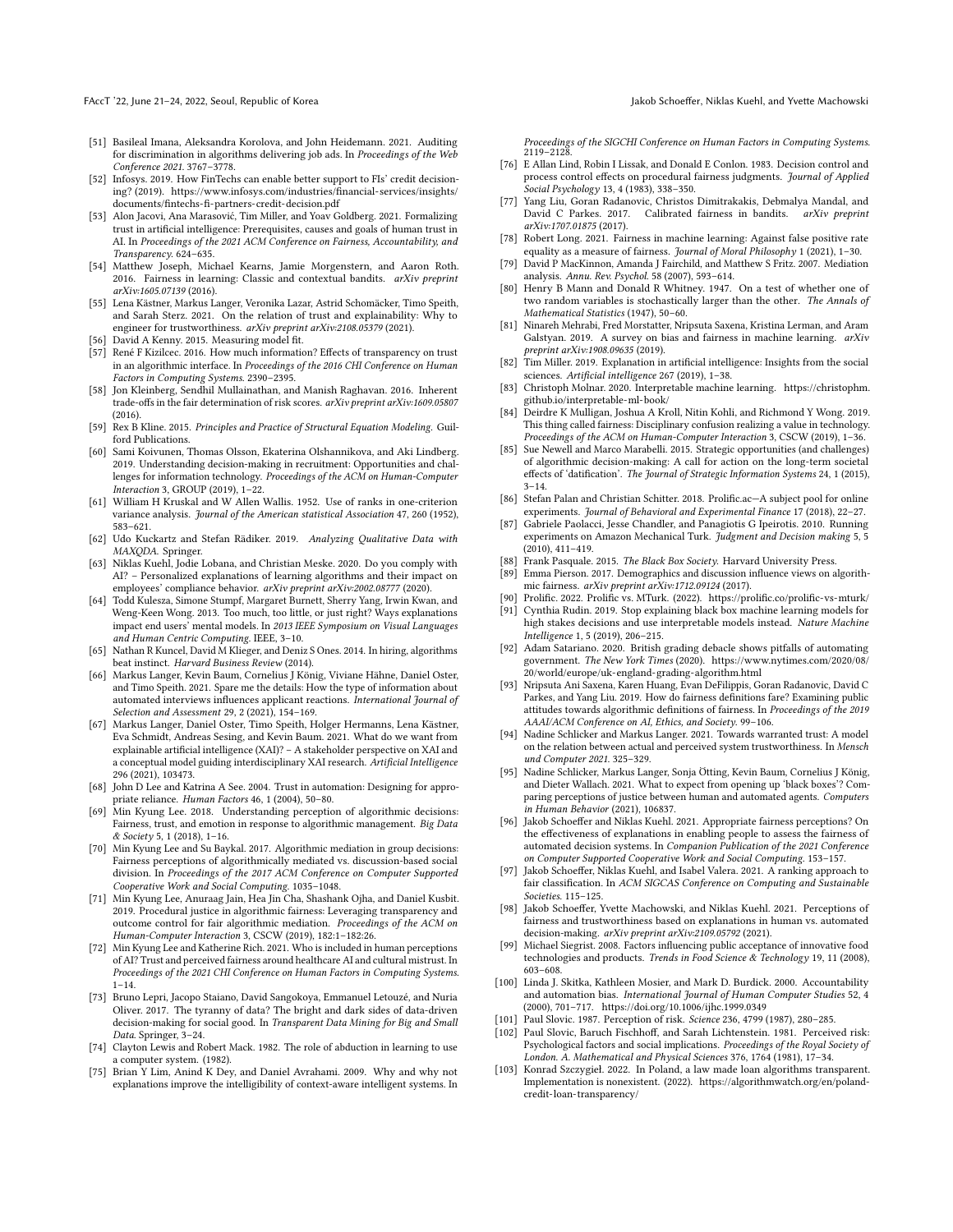- [51] Basileal Imana, Aleksandra Korolova, and John Heidemann. 2021. Auditing for discrimination in algorithms delivering job ads. In *Proceedings of the Web Conference 2021*. 3767–3778.
- [52] Infosys. 2019. How FinTechs can enable better support to FIs' credit decisioning? (2019). https://www.infosys.com/industries/financial-services/insights/documents/fintechs-fi-partners-credit-decision.pdf
- [53] Alon Jacovi, Ana Marasović, Tim Miller, and Yoav Goldberg. 2021. Formalizing trust in artificial intelligence: Prerequisites, causes and goals of human trust in AI. In *Proceedings of the 2021 ACM Conference on Fairness, Accountability, and Transparency*. 624–635.
- [54] Matthew Joseph, Michael Kearns, Jamie Morgenstern, and Aaron Roth. 2016. Fairness in learning: Classic and contextual bandits. *arXiv preprint arXiv:1605.07139* (2016).
- [55] Lena Kästner, Markus Langer, Veronika Lazar, Astrid Schomäcker, Timo Speith, and Sarah Sterz. 2021. On the relation of trust and explainability: Why to engineer for trustworthiness. *arXiv preprint arXiv:2108.05379* (2021).
- [56] David A Kenny. 2015. Measuring model fit.
- [57] René F Kizilcec. 2016. How much information? Effects of transparency on trust in an algorithmic interface. In *Proceedings of the 2016 CHI Conference on Human Factors in Computing Systems*. 2390–2395.
- [58] Jon Kleinberg, Sendhil Mullainathan, and Manish Raghavan. 2016. Inherent trade-offs in the fair determination of risk scores. *arXiv preprint arXiv:1609.05807* (2016).
- [59] Rex B Kline. 2015. *Principles and Practice of Structural Equation Modeling*. Guilford Publications.
- [60] Sami Koivunen, Thomas Olsson, Ekaterina Olshannikova, and Aki Lindberg. 2019. Understanding decision-making in recruitment: Opportunities and challenges for information technology. *Proceedings of the ACM on Human-Computer Interaction* 3, GROUP (2019), 1–22.
- [61] William H Kruskal and W Allen Wallis. 1952. Use of ranks in one-criterion variance analysis. *Journal of the American statistical Association* 47, 260 (1952), 583–621.
- [62] Udo Kuckartz and Stefan Rädiker. 2019. *Analyzing Qualitative Data with MAXQDA*. Springer.
- [63] Niklas Kuehl, Jodie Lobana, and Christian Meske. 2020. Do you comply with AI? – Personalized explanations of learning algorithms and their impact on employees' compliance behavior. *arXiv preprint arXiv:2002.08777* (2020).
- [64] Todd Kulesza, Simone Stumpf, Margaret Burnett, Sherry Yang, Irwin Kwan, and Weng-Keen Wong. 2013. Too much, too little, or just right? Ways explanations impact end users' mental models. In *2013 IEEE Symposium on Visual Languages and Human Centric Computing*. IEEE, 3–10.
- [65] Nathan R Kuncel, David M Klieger, and Deniz S Ones. 2014. In hiring, algorithms beat instinct. *Harvard Business Review* (2014).
- [66] Markus Langer, Kevin Baum, Cornelius J König, Viviane Hähne, Daniel Oster, and Timo Speith. 2021. Spare me the details: How the type of information about automated interviews influences applicant reactions. *International Journal of Selection and Assessment* 29, 2 (2021), 154–169.
- [67] Markus Langer, Daniel Oster, Timo Speith, Holger Hermanns, Lena Kästner, Eva Schmidt, Andreas Sesing, and Kevin Baum. 2021. What do we want from explainable artificial intelligence (XAI)? – A stakeholder perspective on XAI and a conceptual model guiding interdisciplinary XAI research. *Artificial Intelligence* 296 (2021), 103473.
- [68] John D Lee and Katrina A See. 2004. Trust in automation: Designing for appropriate reliance. *Human Factors* 46, 1 (2004), 50–80.
- [69] Min Kyung Lee. 2018. Understanding perception of algorithmic decisions: Fairness, trust, and emotion in response to algorithmic management. *Big Data & Society* 5, 1 (2018), 1–16.
- [70] Min Kyung Lee and Su Baykal. 2017. Algorithmic mediation in group decisions: Fairness perceptions of algorithmically mediated vs. discussion-based social division. In *Proceedings of the 2017 ACM Conference on Computer Supported Cooperative Work and Social Computing*. 1035–1048.
- [71] Min Kyung Lee, Anuraag Jain, Hea Jin Cha, Shashank Ojha, and Daniel Kusbit. 2019. Procedural justice in algorithmic fairness: Leveraging transparency and outcome control for fair algorithmic mediation. *Proceedings of the ACM on Human-Computer Interaction* 3, CSCW (2019), 182:1–182:26.
- [72] Min Kyung Lee and Katherine Rich. 2021. Who is included in human perceptions of AI? Trust and perceived fairness around healthcare AI and cultural mistrust. In *Proceedings of the 2021 CHI Conference on Human Factors in Computing Systems*. 1–14.
- [73] Bruno Lepri, Jacopo Staiano, David Sangokoya, Emmanuel Letouzé, and Nuria Oliver. 2017. The tyranny of data? The bright and dark sides of data-driven decision-making for social good. In *Transparent Data Mining for Big and Small Data*. Springer, 3–24.
- [74] Clayton Lewis and Robert Mack. 1982. The role of abduction in learning to use a computer system. (1982).
- [75] Brian Y Lim, Anind K Dey, and Daniel Avrahami. 2009. Why and why not explanations improve the intelligibility of context-aware intelligent systems. In *Proceedings of the SIGCHI Conference on Human Factors in Computing Systems*. 2119–2128.
- [76] E Allan Lind, Robin I Lissak, and Donald E Conlon. 1983. Decision control and process control effects on procedural fairness judgments. *Journal of Applied Social Psychology* 13, 4 (1983), 338–350.
- [77] Yang Liu, Goran Radanovic, Christos Dimitrakakis, Debmalya Mandal, and David C Parkes. 2017. Calibrated fairness in bandits. *arXiv preprint arXiv:1707.01875* (2017).
- [78] Robert Long. 2021. Fairness in machine learning: Against false positive rate equality as a measure of fairness. *Journal of Moral Philosophy* 1 (2021), 1–30.
- [79] David P MacKinnon, Amanda J Fairchild, and Matthew S Fritz. 2007. Mediation analysis. *Annu. Rev. Psychol.* 58 (2007), 593–614.
- [80] Henry B Mann and Donald R Whitney. 1947. On a test of whether one of two random variables is stochastically larger than the other. *The Annals of Mathematical Statistics* (1947), 50–60.
- [81] Ninareh Mehrabi, Fred Morstatter, Nripsuta Saxena, Kristina Lerman, and Aram Galstyan. 2019. A survey on bias and fairness in machine learning. *arXiv preprint arXiv:1908.09635* (2019).
- [82] Tim Miller. 2019. Explanation in artificial intelligence: Insights from the social sciences. *Artificial intelligence* 267 (2019), 1–38.
- [83] Christoph Molnar. 2020. Interpretable machine learning. https://christophm.github.io/interpretable-ml-book/
- [84] Deirdre K Mulligan, Joshua A Kroll, Nitin Kohli, and Richmond Y Wong. 2019. This thing called fairness: Disciplinary confusion realizing a value in technology. *Proceedings of the ACM on Human-Computer Interaction* 3, CSCW (2019), 1–36.
- [85] Sue Newell and Marco Marabelli. 2015. Strategic opportunities (and challenges) of algorithmic decision-making: A call for action on the long-term societal effects of 'datification'. *The Journal of Strategic Information Systems* 24, 1 (2015), 3–14.
- [86] Stefan Palan and Christian Schitter. 2018. Prolific.ac—A subject pool for online experiments. *Journal of Behavioral and Experimental Finance* 17 (2018), 22–27.
- [87] Gabriele Paolacci, Jesse Chandler, and Panagiotis G Ipeirotis. 2010. Running experiments on Amazon Mechanical Turk. *Judgment and Decision making* 5, 5 (2010), 411–419.
- [88] Frank Pasquale. 2015. *The Black Box Society*. Harvard University Press.
- [89] Emma Pierson. 2017. Demographics and discussion influence views on algorithmic fairness. *arXiv preprint arXiv:1712.09124* (2017).
- [90] Prolific. 2022. Prolific vs. MTurk. (2022). https://prolific.co/prolific-vs-mturk/
- [91] Cynthia Rudin. 2019. Stop explaining black box machine learning models for high stakes decisions and use interpretable models instead. *Nature Machine Intelligence* 1, 5 (2019), 206–215.
- [92] Adam Satariano. 2020. British grading debacle shows pitfalls of automating government. *The New York Times* (2020). https://www.nytimes.com/2020/08/20/world/europe/uk-england-grading-algorithm.html
- [93] Nripsuta Ani Saxena, Karen Huang, Evan DeFilippis, Goran Radanovic, David C Parkes, and Yang Liu. 2019. How do fairness definitions fare? Examining public attitudes towards algorithmic definitions of fairness. In *Proceedings of the 2019 AAAI/ACM Conference on AI, Ethics, and Society*. 99–106.
- [94] Nadine Schlicker and Markus Langer. 2021. Towards warranted trust: A model on the relation between actual and perceived system trustworthiness. In *Mensch und Computer 2021*. 325–329.
- [95] Nadine Schlicker, Markus Langer, Sonja Ötting, Kevin Baum, Cornelius J König, and Dieter Wallach. 2021. What to expect from opening up 'black boxes'? Comparing perceptions of justice between human and automated agents. *Computers in Human Behavior* (2021), 106837.
- [96] Jakob Schoeffer and Niklas Kuehl. 2021. Appropriate fairness perceptions? On the effectiveness of explanations in enabling people to assess the fairness of automated decision systems. In *Companion Publication of the 2021 Conference on Computer Supported Cooperative Work and Social Computing*. 153–157.
- [97] Jakob Schoeffer, Niklas Kuehl, and Isabel Valera. 2021. A ranking approach to fair classification. In *ACM SIGCAS Conference on Computing and Sustainable Societies*. 115–125.
- [98] Jakob Schoeffer, Yvette Machowski, and Niklas Kuehl. 2021. Perceptions of fairness and trustworthiness based on explanations in human vs. automated decision-making. *arXiv preprint arXiv:2109.05792* (2021).
- [99] Michael Siegrist. 2008. Factors influencing public acceptance of innovative food technologies and products. *Trends in Food Science & Technology* 19, 11 (2008), 603–608.
- [100] Linda J. Skitka, Kathleen Mosier, and Mark D. Burdick. 2000. Accountability and automation bias. *International Journal of Human Computer Studies* 52, 4 (2000), 701–717. https://doi.org/10.1006/ijhc.1999.0349
- [101] Paul Slovic. 1987. Perception of risk. *Science* 236, 4799 (1987), 280–285.
- [102] Paul Slovic, Baruch Fischhoff, and Sarah Lichtenstein. 1981. Perceived risk: Psychological factors and social implications. *Proceedings of the Royal Society of London. A. Mathematical and Physical Sciences* 376, 1764 (1981), 17–34.
- [103] Konrad Szczygieł. 2022. In Poland, a law made loan algorithms transparent. Implementation is nonexistent. (2022). https://algorithmwatch.org/en/poland-credit-loan-transparency/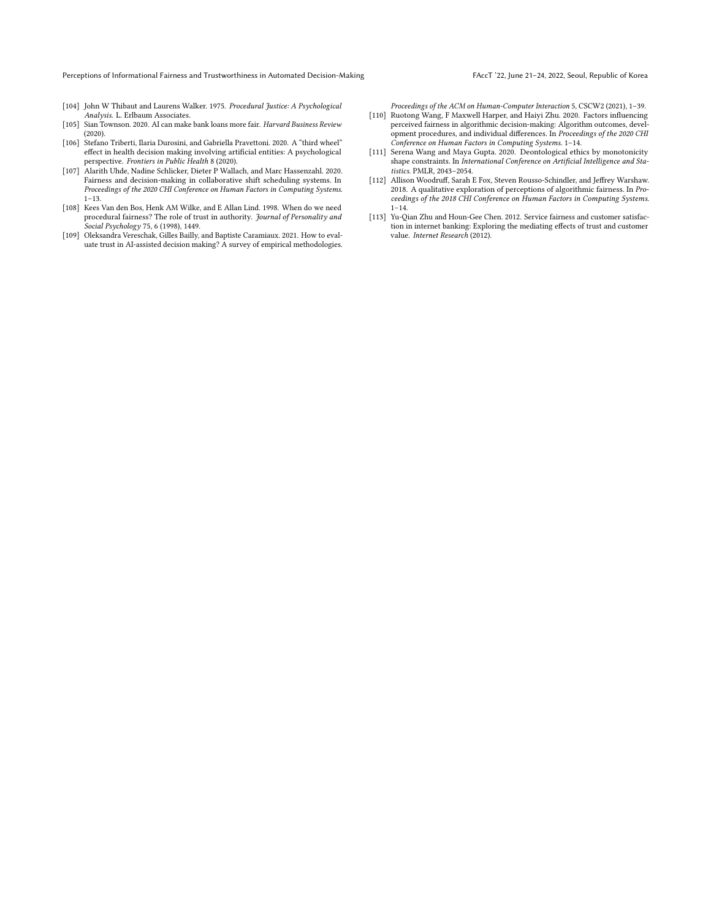[104] John W Thibaut and Laurens Walker. 1975. *Procedural Justice: A Psychological Analysis*. L. Erlbaum Associates.

[105] Sian Townson. 2020. AI can make bank loans more fair. *Harvard Business Review* (2020).

[106] Stefano Triberti, Ilaria Durosini, and Gabriella Pravettoni. 2020. A "third wheel" effect in health decision making involving artificial entities: A psychological perspective. *Frontiers in Public Health* 8 (2020).

[107] Alarith Uhde, Nadine Schlicker, Dieter P Wallach, and Marc Hassenzahl. 2020. Fairness and decision-making in collaborative shift scheduling systems. In *Proceedings of the 2020 CHI Conference on Human Factors in Computing Systems*. 1–13.

[108] Kees Van den Bos, Henk AM Wilke, and E Allan Lind. 1998. When do we need procedural fairness? The role of trust in authority. *Journal of Personality and Social Psychology* 75, 6 (1998), 1449.

[109] Oleksandra Vereschak, Gilles Bailly, and Baptiste Caramiaux. 2021. How to evaluate trust in AI-assisted decision making? A survey of empirical methodologies. *Proceedings of the ACM on Human-Computer Interaction* 5, CSCW2 (2021), 1–39.

[110] Ruotong Wang, F Maxwell Harper, and Haiyi Zhu. 2020. Factors influencing perceived fairness in algorithmic decision-making: Algorithm outcomes, development procedures, and individual differences. In *Proceedings of the 2020 CHI Conference on Human Factors in Computing Systems*. 1–14.

[111] Serena Wang and Maya Gupta. 2020. Deontological ethics by monotonicity shape constraints. In *International Conference on Artificial Intelligence and Statistics*. PMLR, 2043–2054.

[112] Allison Woodruff, Sarah E Fox, Steven Rousso-Schindler, and Jeffrey Warshaw. 2018. A qualitative exploration of perceptions of algorithmic fairness. In *Proceedings of the 2018 CHI Conference on Human Factors in Computing Systems*. 1–14.

[113] Yu-Qian Zhu and Houn-Gee Chen. 2012. Service fairness and customer satisfaction in internet banking: Exploring the mediating effects of trust and customer value. *Internet Research* (2012).